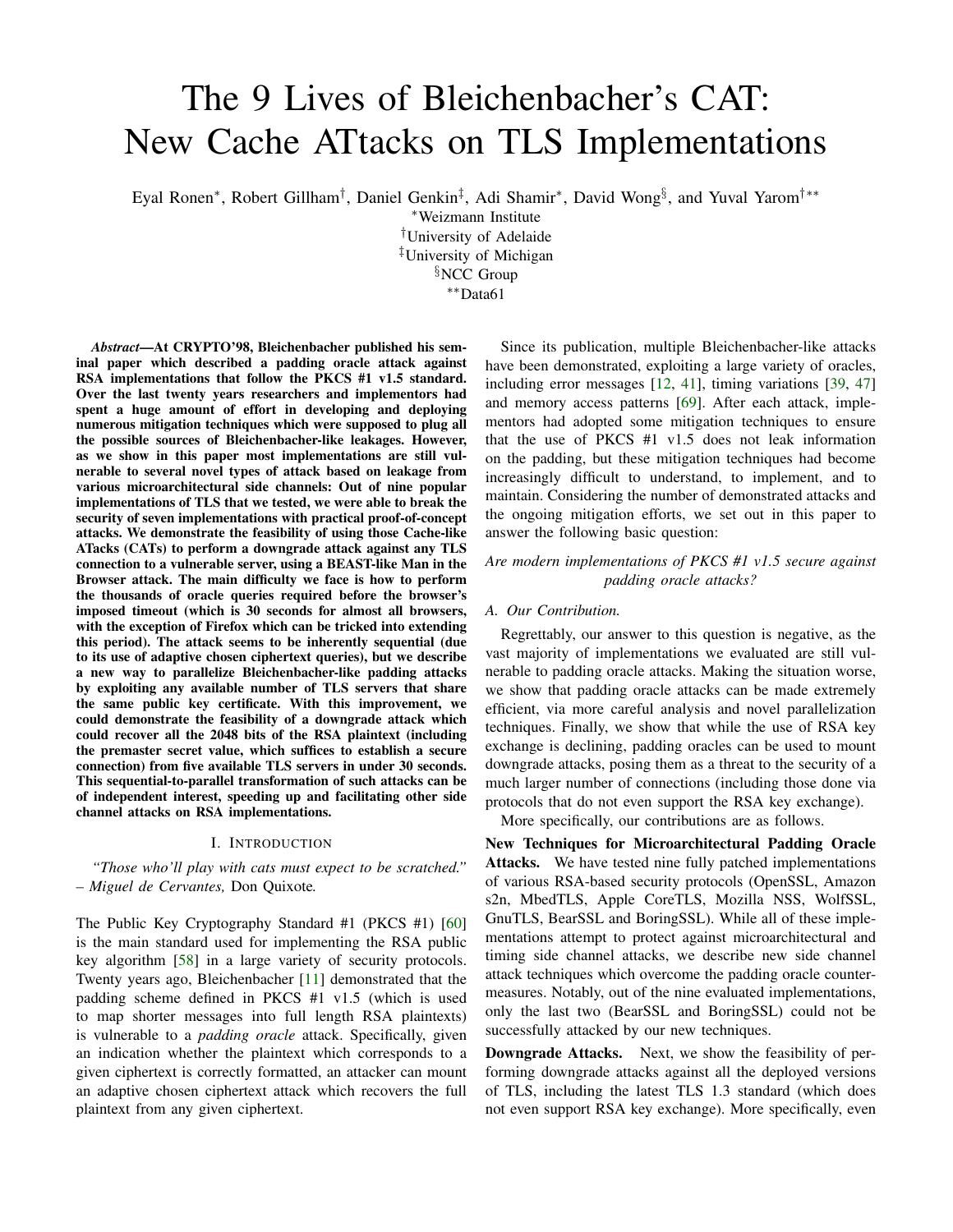# The 9 Lives of Bleichenbacher's CAT: New Cache ATtacks on TLS Implementations

Eyal Ronen[*], Robert Gillham[†], Daniel Genkin[‡], Adi Shamir[*], David Wong[§], and Yuval Yarom[†**]

[*]Weizmann Institute
[†]University of Adelaide
[‡]University of Michigan
[§]NCC Group
[**]Data61

***Abstract*—At CRYPTO'98, Bleichenbacher published his seminal paper which described a padding oracle attack against RSA implementations that follow the PKCS #1 v1.5 standard. Over the last twenty years researchers and implementors had spent a huge amount of effort in developing and deploying numerous mitigation techniques which were supposed to plug all the possible sources of Bleichenbacher-like leakages. However, as we show in this paper most implementations are still vulnerable to several novel types of attack based on leakage from various microarchitectural side channels: Out of nine popular implementations of TLS that we tested, we were able to break the security of seven implementations with practical proof-of-concept attacks. We demonstrate the feasibility of using those Cache-like ATacks (CATs) to perform a downgrade attack against any TLS connection to a vulnerable server, using a BEAST-like Man in the Browser attack. The main difficulty we face is how to perform the thousands of oracle queries required before the browser's imposed timeout (which is 30 seconds for almost all browsers, with the exception of Firefox which can be tricked into extending this period). The attack seems to be inherently sequential (due to its use of adaptive chosen ciphertext queries), but we describe a new way to parallelize Bleichenbacher-like padding attacks by exploiting any available number of TLS servers that share the same public key certificate. With this improvement, we could demonstrate the feasibility of a downgrade attack which could recover all the 2048 bits of the RSA plaintext (including the premaster secret value, which suffices to establish a secure connection) from five available TLS servers in under 30 seconds. This sequential-to-parallel transformation of such attacks can be of independent interest, speeding up and facilitating other side channel attacks on RSA implementations.**

## I. Introduction

*"Those who'll play with cats must expect to be scratched." – Miguel de Cervantes,* Don Quixote*.*

The Public Key Cryptography Standard #1 (PKCS #1) [60] is the main standard used for implementing the RSA public key algorithm [58] in a large variety of security protocols. Twenty years ago, Bleichenbacher [11] demonstrated that the padding scheme defined in PKCS #1 v1.5 (which is used to map shorter messages into full length RSA plaintexts) is vulnerable to a *padding oracle* attack. Specifically, given an indication whether the plaintext which corresponds to a given ciphertext is correctly formatted, an attacker can mount an adaptive chosen ciphertext attack which recovers the full plaintext from any given ciphertext.

Since its publication, multiple Bleichenbacher-like attacks have been demonstrated, exploiting a large variety of oracles, including error messages [12, 41], timing variations [39, 47] and memory access patterns [69]. After each attack, implementors had adopted some mitigation techniques to ensure that the use of PKCS #1 v1.5 does not leak information on the padding, but these mitigation techniques had become increasingly difficult to understand, to implement, and to maintain. Considering the number of demonstrated attacks and the ongoing mitigation efforts, we set out in this paper to answer the following basic question:

*Are modern implementations of PKCS #1 v1.5 secure against padding oracle attacks?*

### A. Our Contribution.

Regrettably, our answer to this question is negative, as the vast majority of implementations we evaluated are still vulnerable to padding oracle attacks. Making the situation worse, we show that padding oracle attacks can be made extremely efficient, via more careful analysis and novel parallelization techniques. Finally, we show that while the use of RSA key exchange is declining, padding oracles can be used to mount downgrade attacks, posing them as a threat to the security of a much larger number of connections (including those done via protocols that do not even support the RSA key exchange).

More specifically, our contributions are as follows.

**New Techniques for Microarchitectural Padding Oracle Attacks.** We have tested nine fully patched implementations of various RSA-based security protocols (OpenSSL, Amazon s2n, MbedTLS, Apple CoreTLS, Mozilla NSS, WolfSSL, GnuTLS, BearSSL and BoringSSL). While all of these implementations attempt to protect against microarchitectural and timing side channel attacks, we describe new side channel attack techniques which overcome the padding oracle countermeasures. Notably, out of the nine evaluated implementations, only the last two (BearSSL and BoringSSL) could not be successfully attacked by our new techniques.

**Downgrade Attacks.** Next, we show the feasibility of performing downgrade attacks against all the deployed versions of TLS, including the latest TLS 1.3 standard (which does not even support RSA key exchange). More specifically, even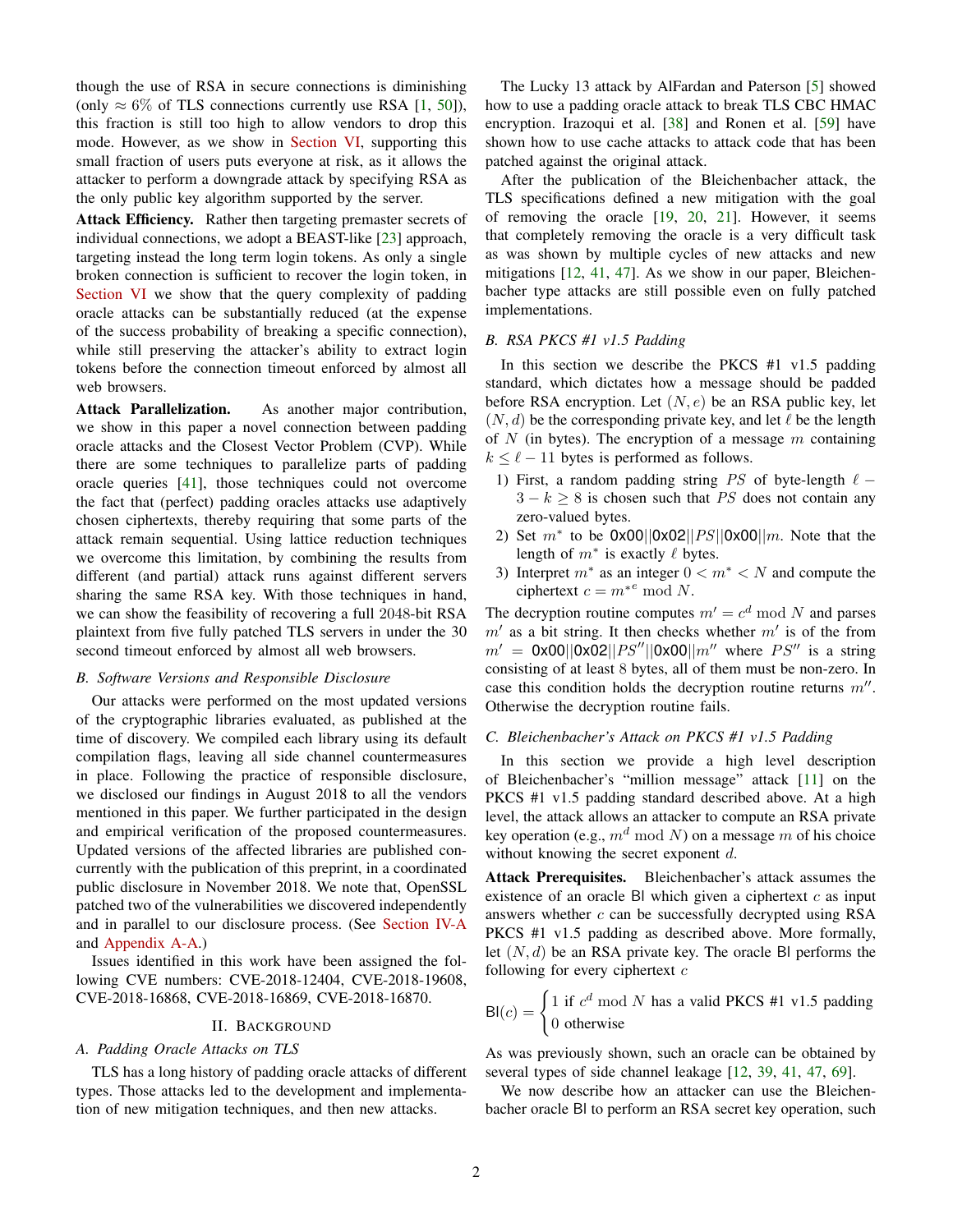though the use of RSA in secure connections is diminishing (only $\approx 6\%$ of TLS connections currently use RSA [1, 50]), this fraction is still too high to allow vendors to drop this mode. However, as we show in Section VI, supporting this small fraction of users puts everyone at risk, as it allows the attacker to perform a downgrade attack by specifying RSA as the only public key algorithm supported by the server.

**Attack Efficiency.** Rather then targeting premaster secrets of individual connections, we adopt a BEAST-like [23] approach, targeting instead the long term login tokens. As only a single broken connection is sufficient to recover the login token, in Section VI we show that the query complexity of padding oracle attacks can be substantially reduced (at the expense of the success probability of breaking a specific connection), while still preserving the attacker's ability to extract login tokens before the connection timeout enforced by almost all web browsers.

**Attack Parallelization.** As another major contribution, we show in this paper a novel connection between padding oracle attacks and the Closest Vector Problem (CVP). While there are some techniques to parallelize parts of padding oracle queries [41], those techniques could not overcome the fact that (perfect) padding oracles attacks use adaptively chosen ciphertexts, thereby requiring that some parts of the attack remain sequential. Using lattice reduction techniques we overcome this limitation, by combining the results from different (and partial) attack runs against different servers sharing the same RSA key. With those techniques in hand, we can show the feasibility of recovering a full 2048-bit RSA plaintext from five fully patched TLS servers in under the 30 second timeout enforced by almost all web browsers.

### B. Software Versions and Responsible Disclosure

Our attacks were performed on the most updated versions of the cryptographic libraries evaluated, as published at the time of discovery. We compiled each library using its default compilation flags, leaving all side channel countermeasures in place. Following the practice of responsible disclosure, we disclosed our findings in August 2018 to all the vendors mentioned in this paper. We further participated in the design and empirical verification of the proposed countermeasures. Updated versions of the affected libraries are published concurrently with the publication of this preprint, in a coordinated public disclosure in November 2018. We note that, OpenSSL patched two of the vulnerabilities we discovered independently and in parallel to our disclosure process. (See Section IV-A and Appendix A-A.)

Issues identified in this work have been assigned the following CVE numbers: CVE-2018-12404, CVE-2018-19608, CVE-2018-16868, CVE-2018-16869, CVE-2018-16870.

## II. Background

### A. Padding Oracle Attacks on TLS

TLS has a long history of padding oracle attacks of different types. Those attacks led to the development and implementation of new mitigation techniques, and then new attacks.

The Lucky 13 attack by AlFardan and Paterson [5] showed how to use a padding oracle attack to break TLS CBC HMAC encryption. Irazoqui et al. [38] and Ronen et al. [59] have shown how to use cache attacks to attack code that has been patched against the original attack.

After the publication of the Bleichenbacher attack, the TLS specifications defined a new mitigation with the goal of removing the oracle [19, 20, 21]. However, it seems that completely removing the oracle is a very difficult task as was shown by multiple cycles of new attacks and new mitigations [12, 41, 47]. As we show in our paper, Bleichenbacher type attacks are still possible even on fully patched implementations.

### B. RSA PKCS #1 v1.5 Padding

In this section we describe the PKCS #1 v1.5 padding standard, which dictates how a message should be padded before RSA encryption. Let $(N, e)$ be an RSA public key, let $(N, d)$ be the corresponding private key, and let $\ell$ be the length of $N$ (in bytes). The encryption of a message $m$ containing $k \leq \ell - 11$ bytes is performed as follows.

1) First, a random padding string $PS$ of byte-length $\ell - 3 - k \geq 8$ is chosen such that $PS$ does not contain any zero-valued bytes.
2) Set $m^*$ to be 0x00||0x02||$PS$||0x00||$m$. Note that the length of $m^*$ is exactly $\ell$ bytes.
3) Interpret $m^*$ as an integer $0 < m^* < N$ and compute the ciphertext $c = m^{*e} \bmod N$.

The decryption routine computes $m' = c^d \bmod N$ and parses $m'$ as a bit string. It then checks whether $m'$ is of the from $m' =$ 0x00||0x02||$PS''$||0x00||$m''$ where $PS''$ is a string consisting of at least 8 bytes, all of them must be non-zero. In case this condition holds the decryption routine returns $m''$. Otherwise the decryption routine fails.

### C. Bleichenbacher's Attack on PKCS #1 v1.5 Padding

In this section we provide a high level description of Bleichenbacher's "million message" attack [11] on the PKCS #1 v1.5 padding standard described above. At a high level, the attack allows an attacker to compute an RSA private key operation (e.g., $m^d \bmod N$) on a message $m$ of his choice without knowing the secret exponent $d$.

**Attack Prerequisites.** Bleichenbacher's attack assumes the existence of an oracle $\mathsf{Bl}$ which given a ciphertext $c$ as input answers whether $c$ can be successfully decrypted using RSA PKCS #1 v1.5 padding as described above. More formally, let $(N, d)$ be an RSA private key. The oracle $\mathsf{Bl}$ performs the following for every ciphertext $c$

$$\mathsf{Bl}(c) = \begin{cases} 1 \text{ if } c^d \bmod N \text{ has a valid PKCS \#1 v1.5 padding} \\ 0 \text{ otherwise} \end{cases}$$

As was previously shown, such an oracle can be obtained by several types of side channel leakage [12, 39, 41, 47, 69].

We now describe how an attacker can use the Bleichenbacher oracle $\mathsf{Bl}$ to perform an RSA secret key operation, such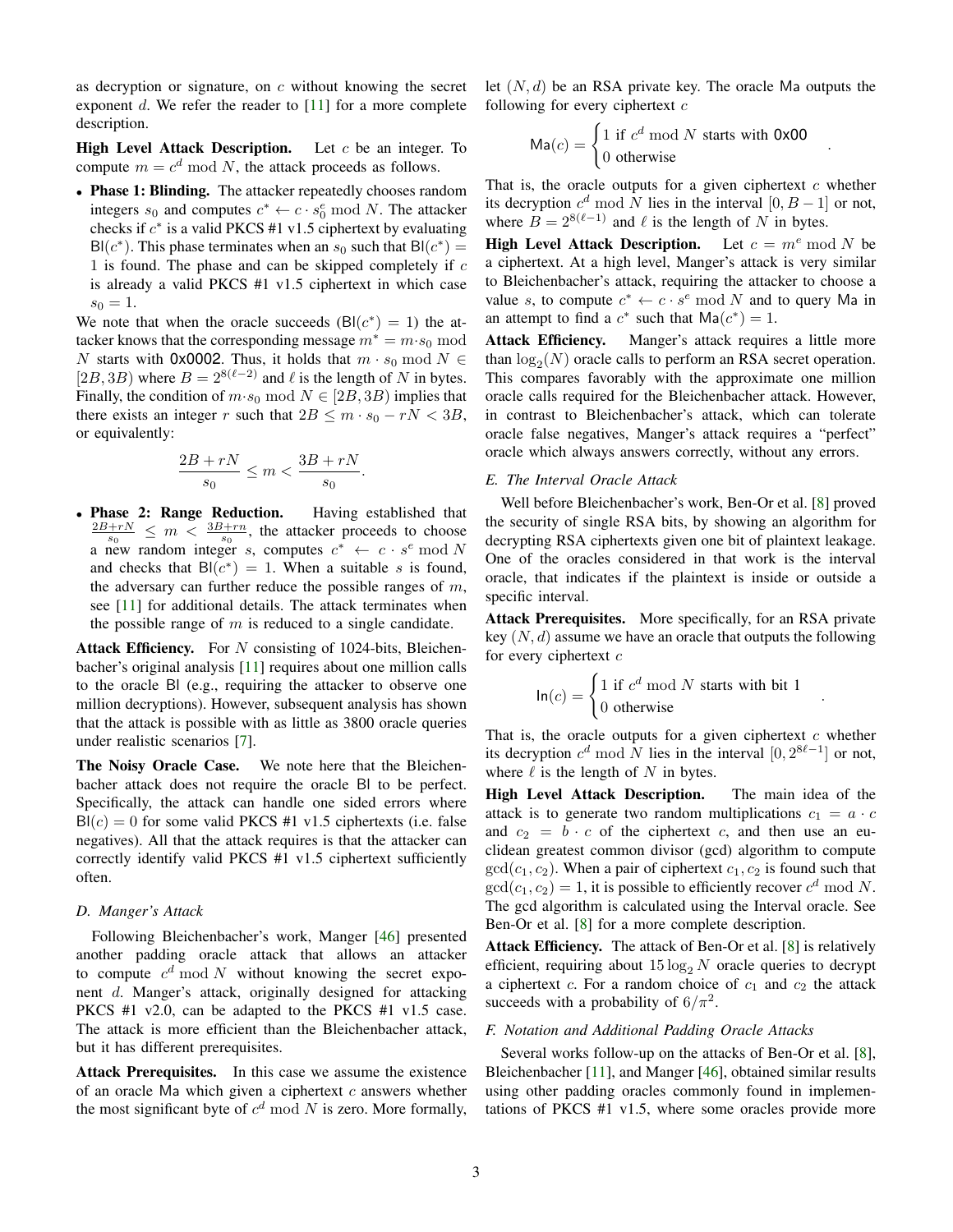as decryption or signature, on $c$ without knowing the secret exponent $d$. We refer the reader to [11] for a more complete description.

**High Level Attack Description.** Let $c$ be an integer. To compute $m = c^d \bmod N$, the attack proceeds as follows.

- **Phase 1: Blinding.** The attacker repeatedly chooses random integers $s_0$ and computes $c^* \leftarrow c \cdot s_0^e \bmod N$. The attacker checks if $c^*$ is a valid PKCS #1 v1.5 ciphertext by evaluating $\mathsf{Bl}(c^*)$. This phase terminates when an $s_0$ such that $\mathsf{Bl}(c^*) = 1$ is found. The phase and can be skipped completely if $c$ is already a valid PKCS #1 v1.5 ciphertext in which case $s_0 = 1$.

We note that when the oracle succeeds ($\mathsf{Bl}(c^*) = 1$) the attacker knows that the corresponding message $m^* = m \cdot s_0 \bmod N$ starts with 0x0002. Thus, it holds that $m \cdot s_0 \bmod N \in [2B, 3B)$ where $B = 2^{8(\ell-2)}$ and $\ell$ is the length of $N$ in bytes. Finally, the condition of $m \cdot s_0 \bmod N \in [2B, 3B)$ implies that there exists an integer $r$ such that $2B \leq m \cdot s_0 - rN < 3B$, or equivalently:

$$\frac{2B + rN}{s_0} \leq m < \frac{3B + rN}{s_0}.$$

- **Phase 2: Range Reduction.** Having established that $\frac{2B+rN}{s_0} \leq m < \frac{3B+rn}{s_0}$, the attacker proceeds to choose a new random integer $s$, computes $c^* \leftarrow c \cdot s^e \bmod N$ and checks that $\mathsf{Bl}(c^*) = 1$. When a suitable $s$ is found, the adversary can further reduce the possible ranges of $m$, see [11] for additional details. The attack terminates when the possible range of $m$ is reduced to a single candidate.

**Attack Efficiency.** For $N$ consisting of 1024-bits, Bleichenbacher's original analysis [11] requires about one million calls to the oracle $\mathsf{Bl}$ (e.g., requiring the attacker to observe one million decryptions). However, subsequent analysis has shown that the attack is possible with as little as 3800 oracle queries under realistic scenarios [7].

**The Noisy Oracle Case.** We note here that the Bleichenbacher attack does not require the oracle $\mathsf{Bl}$ to be perfect. Specifically, the attack can handle one sided errors where $\mathsf{Bl}(c) = 0$ for some valid PKCS #1 v1.5 ciphertexts (i.e. false negatives). All that the attack requires is that the attacker can correctly identify valid PKCS #1 v1.5 ciphertext sufficiently often.

### *D. Manger's Attack*

Following Bleichenbacher's work, Manger [46] presented another padding oracle attack that allows an attacker to compute $c^d \bmod N$ without knowing the secret exponent $d$. Manger's attack, originally designed for attacking PKCS #1 v2.0, can be adapted to the PKCS #1 v1.5 case. The attack is more efficient than the Bleichenbacher attack, but it has different prerequisites.

**Attack Prerequisites.** In this case we assume the existence of an oracle $\mathsf{Ma}$ which given a ciphertext $c$ answers whether the most significant byte of $c^d \bmod N$ is zero. More formally, let $(N, d)$ be an RSA private key. The oracle $\mathsf{Ma}$ outputs the following for every ciphertext $c$

$$\mathsf{Ma}(c) = \begin{cases} 1 \text{ if } c^d \bmod N \text{ starts with } \texttt{0x00} \\ 0 \text{ otherwise} \end{cases}.$$

That is, the oracle outputs for a given ciphertext $c$ whether its decryption $c^d \bmod N$ lies in the interval $[0, B-1]$ or not, where $B = 2^{8(\ell-1)}$ and $\ell$ is the length of $N$ in bytes.

**High Level Attack Description.** Let $c = m^e \bmod N$ be a ciphertext. At a high level, Manger's attack is very similar to Bleichenbacher's attack, requiring the attacker to choose a value $s$, to compute $c^* \leftarrow c \cdot s^e \bmod N$ and to query $\mathsf{Ma}$ in an attempt to find a $c^*$ such that $\mathsf{Ma}(c^*) = 1$.

**Attack Efficiency.** Manger's attack requires a little more than $\log_2(N)$ oracle calls to perform an RSA secret operation. This compares favorably with the approximate one million oracle calls required for the Bleichenbacher attack. However, in contrast to Bleichenbacher's attack, which can tolerate oracle false negatives, Manger's attack requires a "perfect" oracle which always answers correctly, without any errors.

### *E. The Interval Oracle Attack*

Well before Bleichenbacher's work, Ben-Or et al. [8] proved the security of single RSA bits, by showing an algorithm for decrypting RSA ciphertexts given one bit of plaintext leakage. One of the oracles considered in that work is the interval oracle, that indicates if the plaintext is inside or outside a specific interval.

**Attack Prerequisites.** More specifically, for an RSA private key $(N, d)$ assume we have an oracle that outputs the following for every ciphertext $c$

$$\mathsf{In}(c) = \begin{cases} 1 \text{ if } c^d \bmod N \text{ starts with bit } 1 \\ 0 \text{ otherwise} \end{cases}.$$

That is, the oracle outputs for a given ciphertext $c$ whether its decryption $c^d \bmod N$ lies in the interval $[0, 2^{8\ell-1}]$ or not, where $\ell$ is the length of $N$ in bytes.

**High Level Attack Description.** The main idea of the attack is to generate two random multiplications $c_1 = a \cdot c$ and $c_2 = b \cdot c$ of the ciphertext $c$, and then use an euclidean greatest common divisor (gcd) algorithm to compute $\gcd(c_1, c_2)$. When a pair of ciphertext $c_1, c_2$ is found such that $\gcd(c_1, c_2) = 1$, it is possible to efficiently recover $c^d \bmod N$. The gcd algorithm is calculated using the Interval oracle. See Ben-Or et al. [8] for a more complete description.

**Attack Efficiency.** The attack of Ben-Or et al. [8] is relatively efficient, requiring about $15 \log_2 N$ oracle queries to decrypt a ciphertext $c$. For a random choice of $c_1$ and $c_2$ the attack succeeds with a probability of $6/\pi^2$.

### *F. Notation and Additional Padding Oracle Attacks*

Several works follow-up on the attacks of Ben-Or et al. [8], Bleichenbacher [11], and Manger [46], obtained similar results using other padding oracles commonly found in implementations of PKCS #1 v1.5, where some oracles provide more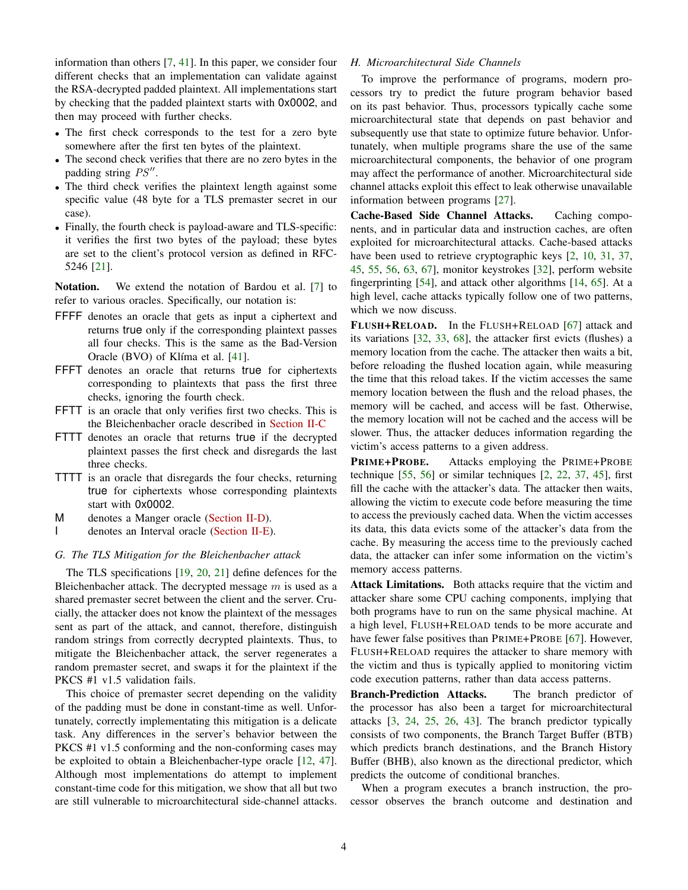information than others [7, 41]. In this paper, we consider four different checks that an implementation can validate against the RSA-decrypted padded plaintext. All implementations start by checking that the padded plaintext starts with 0x0002, and then may proceed with further checks.

- The first check corresponds to the test for a zero byte somewhere after the first ten bytes of the plaintext.
- The second check verifies that there are no zero bytes in the padding string $PS''$.
- The third check verifies the plaintext length against some specific value (48 byte for a TLS premaster secret in our case).
- Finally, the fourth check is payload-aware and TLS-specific: it verifies the first two bytes of the payload; these bytes are set to the client's protocol version as defined in RFC-5246 [21].

**Notation.** We extend the notation of Bardou et al. [7] to refer to various oracles. Specifically, our notation is:

- **FFFF** denotes an oracle that gets as input a ciphertext and returns true only if the corresponding plaintext passes all four checks. This is the same as the Bad-Version Oracle (BVO) of Klíma et al. [41].
- **FFFT** denotes an oracle that returns true for ciphertexts corresponding to plaintexts that pass the first three checks, ignoring the fourth check.
- **FFTT** is an oracle that only verifies first two checks. This is the Bleichenbacher oracle described in Section II-C
- **FTTT** denotes an oracle that returns true if the decrypted plaintext passes the first check and disregards the last three checks.
- **TTTT** is an oracle that disregards the four checks, returning true for ciphertexts whose corresponding plaintexts start with 0x0002.
- **M** denotes a Manger oracle (Section II-D).
- **I** denotes an Interval oracle (Section II-E).

### G. The TLS Mitigation for the Bleichenbacher attack

The TLS specifications [19, 20, 21] define defences for the Bleichenbacher attack. The decrypted message $m$ is used as a shared premaster secret between the client and the server. Crucially, the attacker does not know the plaintext of the messages sent as part of the attack, and cannot, therefore, distinguish random strings from correctly decrypted plaintexts. Thus, to mitigate the Bleichenbacher attack, the server regenerates a random premaster secret, and swaps it for the plaintext if the PKCS #1 v1.5 validation fails.

This choice of premaster secret depending on the validity of the padding must be done in constant-time as well. Unfortunately, correctly implementating this mitigation is a delicate task. Any differences in the server's behavior between the PKCS #1 v1.5 conforming and the non-conforming cases may be exploited to obtain a Bleichenbacher-type oracle [12, 47]. Although most implementations do attempt to implement constant-time code for this mitigation, we show that all but two are still vulnerable to microarchitectural side-channel attacks.

### H. Microarchitectural Side Channels

To improve the performance of programs, modern processors try to predict the future program behavior based on its past behavior. Thus, processors typically cache some microarchitectural state that depends on past behavior and subsequently use that state to optimize future behavior. Unfortunately, when multiple programs share the use of the same microarchitectural components, the behavior of one program may affect the performance of another. Microarchitectural side channel attacks exploit this effect to leak otherwise unavailable information between programs [27].

**Cache-Based Side Channel Attacks.** Caching components, and in particular data and instruction caches, are often exploited for microarchitectural attacks. Cache-based attacks have been used to retrieve cryptographic keys [2, 10, 31, 37, 45, 55, 56, 63, 67], monitor keystrokes [32], perform website fingerprinting [54], and attack other algorithms [14, 65]. At a high level, cache attacks typically follow one of two patterns, which we now discuss.

**FLUSH+RELOAD.** In the FLUSH+RELOAD [67] attack and its variations [32, 33, 68], the attacker first evicts (flushes) a memory location from the cache. The attacker then waits a bit, before reloading the flushed location again, while measuring the time that this reload takes. If the victim accesses the same memory location between the flush and the reload phases, the memory will be cached, and access will be fast. Otherwise, the memory location will not be cached and the access will be slower. Thus, the attacker deduces information regarding the victim's access patterns to a given address.

**PRIME+PROBE.** Attacks employing the PRIME+PROBE technique [55, 56] or similar techniques [2, 22, 37, 45], first fill the cache with the attacker's data. The attacker then waits, allowing the victim to execute code before measuring the time to access the previously cached data. When the victim accesses its data, this data evicts some of the attacker's data from the cache. By measuring the access time to the previously cached data, the attacker can infer some information on the victim's memory access patterns.

**Attack Limitations.** Both attacks require that the victim and attacker share some CPU caching components, implying that both programs have to run on the same physical machine. At a high level, FLUSH+RELOAD tends to be more accurate and have fewer false positives than PRIME+PROBE [67]. However, FLUSH+RELOAD requires the attacker to share memory with the victim and thus is typically applied to monitoring victim code execution patterns, rather than data access patterns.

**Branch-Prediction Attacks.** The branch predictor of the processor has also been a target for microarchitectural attacks [3, 24, 25, 26, 43]. The branch predictor typically consists of two components, the Branch Target Buffer (BTB) which predicts branch destinations, and the Branch History Buffer (BHB), also known as the directional predictor, which predicts the outcome of conditional branches.

When a program executes a branch instruction, the processor observes the branch outcome and destination and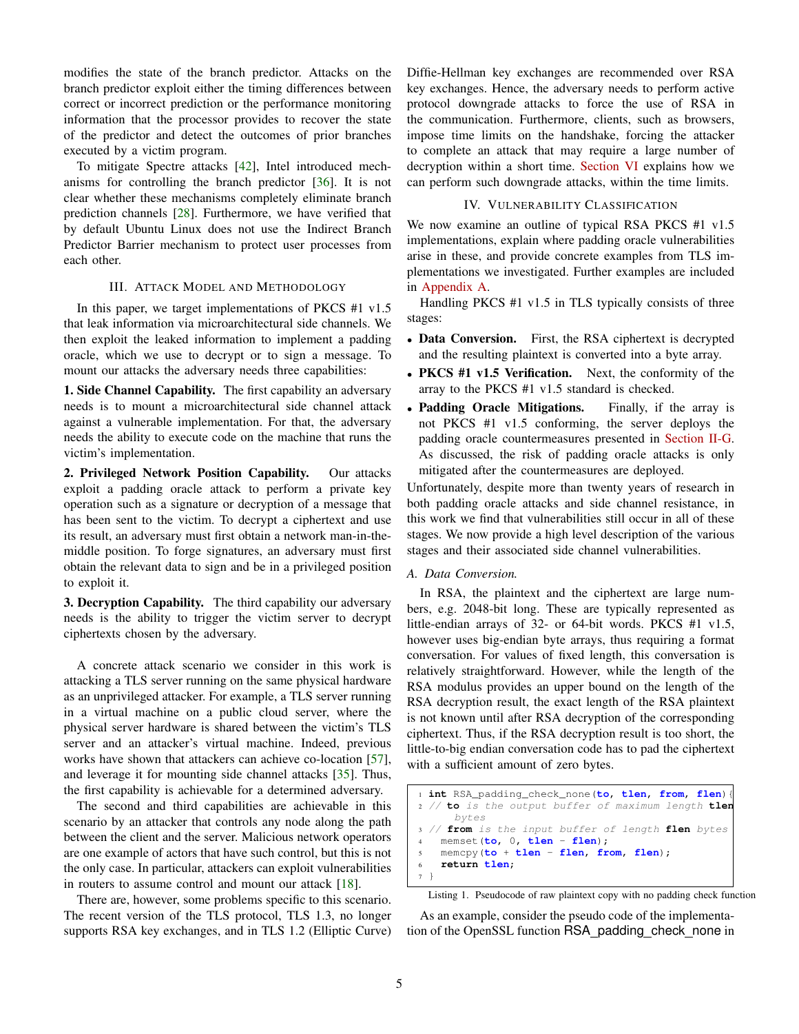modifies the state of the branch predictor. Attacks on the branch predictor exploit either the timing differences between correct or incorrect prediction or the performance monitoring information that the processor provides to recover the state of the predictor and detect the outcomes of prior branches executed by a victim program.

To mitigate Spectre attacks [42], Intel introduced mechanisms for controlling the branch predictor [36]. It is not clear whether these mechanisms completely eliminate branch prediction channels [28]. Furthermore, we have verified that by default Ubuntu Linux does not use the Indirect Branch Predictor Barrier mechanism to protect user processes from each other.

## III. Attack Model and Methodology

In this paper, we target implementations of PKCS #1 v1.5 that leak information via microarchitectural side channels. We then exploit the leaked information to implement a padding oracle, which we use to decrypt or to sign a message. To mount our attacks the adversary needs three capabilities:

**1. Side Channel Capability.** The first capability an adversary needs is to mount a microarchitectural side channel attack against a vulnerable implementation. For that, the adversary needs the ability to execute code on the machine that runs the victim's implementation.

**2. Privileged Network Position Capability.** Our attacks exploit a padding oracle attack to perform a private key operation such as a signature or decryption of a message that has been sent to the victim. To decrypt a ciphertext and use its result, an adversary must first obtain a network man-in-the-middle position. To forge signatures, an adversary must first obtain the relevant data to sign and be in a privileged position to exploit it.

**3. Decryption Capability.** The third capability our adversary needs is the ability to trigger the victim server to decrypt ciphertexts chosen by the adversary.

A concrete attack scenario we consider in this work is attacking a TLS server running on the same physical hardware as an unprivileged attacker. For example, a TLS server running in a virtual machine on a public cloud server, where the physical server hardware is shared between the victim's TLS server and an attacker's virtual machine. Indeed, previous works have shown that attackers can achieve co-location [57], and leverage it for mounting side channel attacks [35]. Thus, the first capability is achievable for a determined adversary.

The second and third capabilities are achievable in this scenario by an attacker that controls any node along the path between the client and the server. Malicious network operators are one example of actors that have such control, but this is not the only case. In particular, attackers can exploit vulnerabilities in routers to assume control and mount our attack [18].

There are, however, some problems specific to this scenario. The recent version of the TLS protocol, TLS 1.3, no longer supports RSA key exchanges, and in TLS 1.2 (Elliptic Curve) Diffie-Hellman key exchanges are recommended over RSA key exchanges. Hence, the adversary needs to perform active protocol downgrade attacks to force the use of RSA in the communication. Furthermore, clients, such as browsers, impose time limits on the handshake, forcing the attacker to complete an attack that may require a large number of decryption within a short time. Section VI explains how we can perform such downgrade attacks, within the time limits.

## IV. Vulnerability Classification

We now examine an outline of typical RSA PKCS #1 v1.5 implementations, explain where padding oracle vulnerabilities arise in these, and provide concrete examples from TLS implementations we investigated. Further examples are included in Appendix A.

Handling PKCS #1 v1.5 in TLS typically consists of three stages:

- **Data Conversion.** First, the RSA ciphertext is decrypted and the resulting plaintext is converted into a byte array.
- **PKCS #1 v1.5 Verification.** Next, the conformity of the array to the PKCS #1 v1.5 standard is checked.
- **Padding Oracle Mitigations.** Finally, if the array is not PKCS #1 v1.5 conforming, the server deploys the padding oracle countermeasures presented in Section II-G. As discussed, the risk of padding oracle attacks is only mitigated after the countermeasures are deployed.

Unfortunately, despite more than twenty years of research in both padding oracle attacks and side channel resistance, in this work we find that vulnerabilities still occur in all of these stages. We now provide a high level description of the various stages and their associated side channel vulnerabilities.

### A. Data Conversion.

In RSA, the plaintext and the ciphertext are large numbers, e.g. 2048-bit long. These are typically represented as little-endian arrays of 32- or 64-bit words. PKCS #1 v1.5, however uses big-endian byte arrays, thus requiring a format conversation. For values of fixed length, this conversation is relatively straightforward. However, while the length of the RSA modulus provides an upper bound on the length of the RSA decryption result, the exact length of the RSA plaintext is not known until after RSA decryption of the corresponding ciphertext. Thus, if the RSA decryption result is too short, the little-to-big endian conversation code has to pad the ciphertext with a sufficient amount of zero bytes.

```
1 int RSA_padding_check_none(to, tlen, from, flen){
2 // to is the output buffer of maximum length tlen
     bytes
3 // from is the input buffer of length flen bytes
4   memset(to, 0, tlen - flen);
5   memcpy(to + tlen - flen, from, flen);
6   return tlen;
7 }
```

Listing 1. Pseudocode of raw plaintext copy with no padding check function

As an example, consider the pseudo code of the implementation of the OpenSSL function RSA_padding_check_none in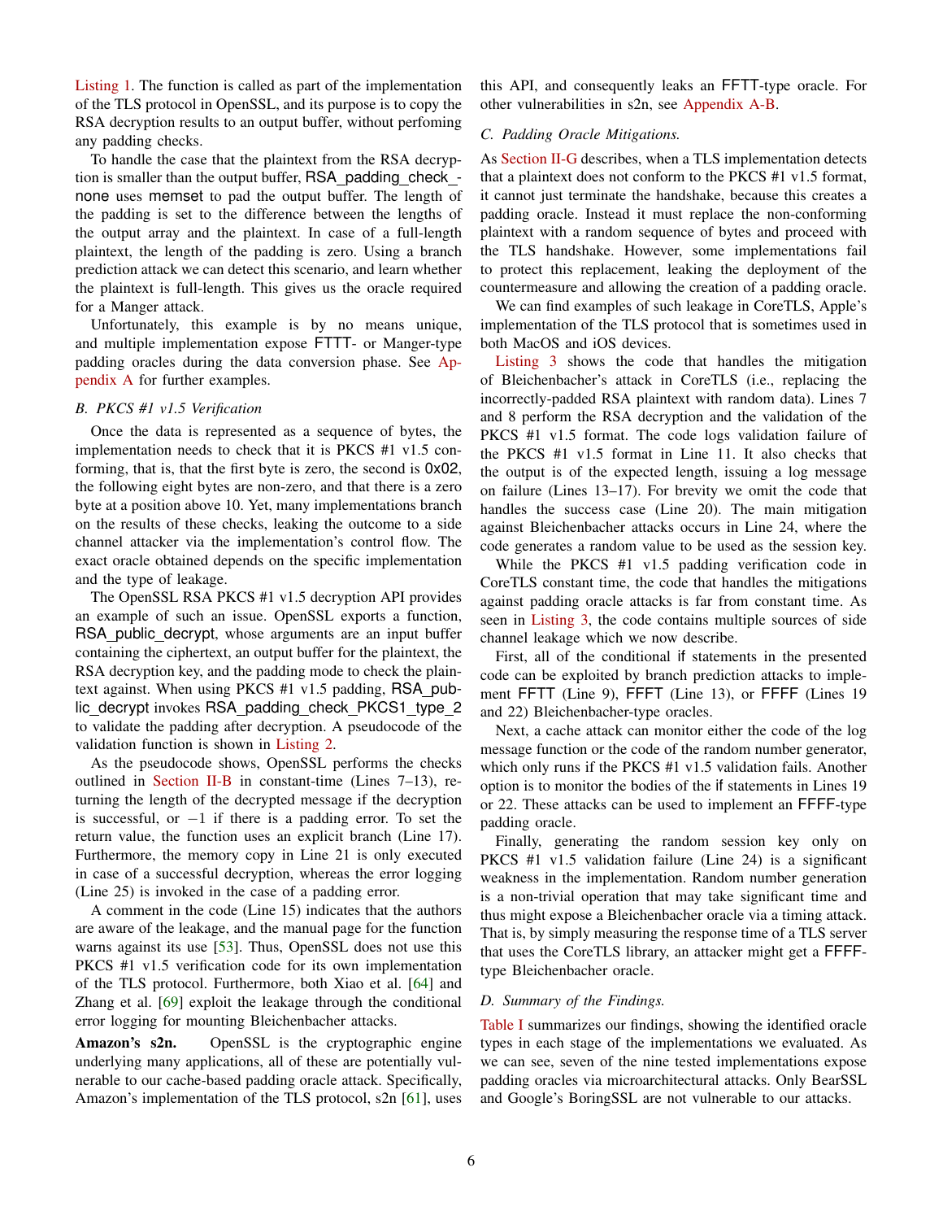Listing 1. The function is called as part of the implementation of the TLS protocol in OpenSSL, and its purpose is to copy the RSA decryption results to an output buffer, without perfoming any padding checks.

To handle the case that the plaintext from the RSA decryption is smaller than the output buffer, RSA_padding_check_none uses memset to pad the output buffer. The length of the padding is set to the difference between the lengths of the output array and the plaintext. In case of a full-length plaintext, the length of the padding is zero. Using a branch prediction attack we can detect this scenario, and learn whether the plaintext is full-length. This gives us the oracle required for a Manger attack.

Unfortunately, this example is by no means unique, and multiple implementation expose FTTT- or Manger-type padding oracles during the data conversion phase. See Appendix A for further examples.

### B. PKCS #1 v1.5 Verification

Once the data is represented as a sequence of bytes, the implementation needs to check that it is PKCS #1 v1.5 conforming, that is, that the first byte is zero, the second is 0x02, the following eight bytes are non-zero, and that there is a zero byte at a position above 10. Yet, many implementations branch on the results of these checks, leaking the outcome to a side channel attacker via the implementation's control flow. The exact oracle obtained depends on the specific implementation and the type of leakage.

The OpenSSL RSA PKCS #1 v1.5 decryption API provides an example of such an issue. OpenSSL exports a function, RSA_public_decrypt, whose arguments are an input buffer containing the ciphertext, an output buffer for the plaintext, the RSA decryption key, and the padding mode to check the plaintext against. When using PKCS #1 v1.5 padding, RSA_public_decrypt invokes RSA_padding_check_PKCS1_type_2 to validate the padding after decryption. A pseudocode of the validation function is shown in Listing 2.

As the pseudocode shows, OpenSSL performs the checks outlined in Section II-B in constant-time (Lines 7–13), returning the length of the decrypted message if the decryption is successful, or $-1$ if there is a padding error. To set the return value, the function uses an explicit branch (Line 17). Furthermore, the memory copy in Line 21 is only executed in case of a successful decryption, whereas the error logging (Line 25) is invoked in the case of a padding error.

A comment in the code (Line 15) indicates that the authors are aware of the leakage, and the manual page for the function warns against its use [53]. Thus, OpenSSL does not use this PKCS #1 v1.5 verification code for its own implementation of the TLS protocol. Furthermore, both Xiao et al. [64] and Zhang et al. [69] exploit the leakage through the conditional error logging for mounting Bleichenbacher attacks.

**Amazon's s2n.** OpenSSL is the cryptographic engine underlying many applications, all of these are potentially vulnerable to our cache-based padding oracle attack. Specifically, Amazon's implementation of the TLS protocol, s2n [61], uses this API, and consequently leaks an FFTT-type oracle. For other vulnerabilities in s2n, see Appendix A-B.

### C. Padding Oracle Mitigations.

As Section II-G describes, when a TLS implementation detects that a plaintext does not conform to the PKCS #1 v1.5 format, it cannot just terminate the handshake, because this creates a padding oracle. Instead it must replace the non-conforming plaintext with a random sequence of bytes and proceed with the TLS handshake. However, some implementations fail to protect this replacement, leaking the deployment of the countermeasure and allowing the creation of a padding oracle.

We can find examples of such leakage in CoreTLS, Apple's implementation of the TLS protocol that is sometimes used in both MacOS and iOS devices.

Listing 3 shows the code that handles the mitigation of Bleichenbacher's attack in CoreTLS (i.e., replacing the incorrectly-padded RSA plaintext with random data). Lines 7 and 8 perform the RSA decryption and the validation of the PKCS #1 v1.5 format. The code logs validation failure of the PKCS #1 v1.5 format in Line 11. It also checks that the output is of the expected length, issuing a log message on failure (Lines 13–17). For brevity we omit the code that handles the success case (Line 20). The main mitigation against Bleichenbacher attacks occurs in Line 24, where the code generates a random value to be used as the session key.

While the PKCS #1 v1.5 padding verification code in CoreTLS constant time, the code that handles the mitigations against padding oracle attacks is far from constant time. As seen in Listing 3, the code contains multiple sources of side channel leakage which we now describe.

First, all of the conditional if statements in the presented code can be exploited by branch prediction attacks to implement FFTT (Line 9), FFFT (Line 13), or FFFF (Lines 19 and 22) Bleichenbacher-type oracles.

Next, a cache attack can monitor either the code of the log message function or the code of the random number generator, which only runs if the PKCS #1 v1.5 validation fails. Another option is to monitor the bodies of the if statements in Lines 19 or 22. These attacks can be used to implement an FFFF-type padding oracle.

Finally, generating the random session key only on PKCS #1 v1.5 validation failure (Line 24) is a significant weakness in the implementation. Random number generation is a non-trivial operation that may take significant time and thus might expose a Bleichenbacher oracle via a timing attack. That is, by simply measuring the response time of a TLS server that uses the CoreTLS library, an attacker might get a FFFF-type Bleichenbacher oracle.

### D. Summary of the Findings.

Table I summarizes our findings, showing the identified oracle types in each stage of the implementations we evaluated. As we can see, seven of the nine tested implementations expose padding oracles via microarchitectural attacks. Only BearSSL and Google's BoringSSL are not vulnerable to our attacks.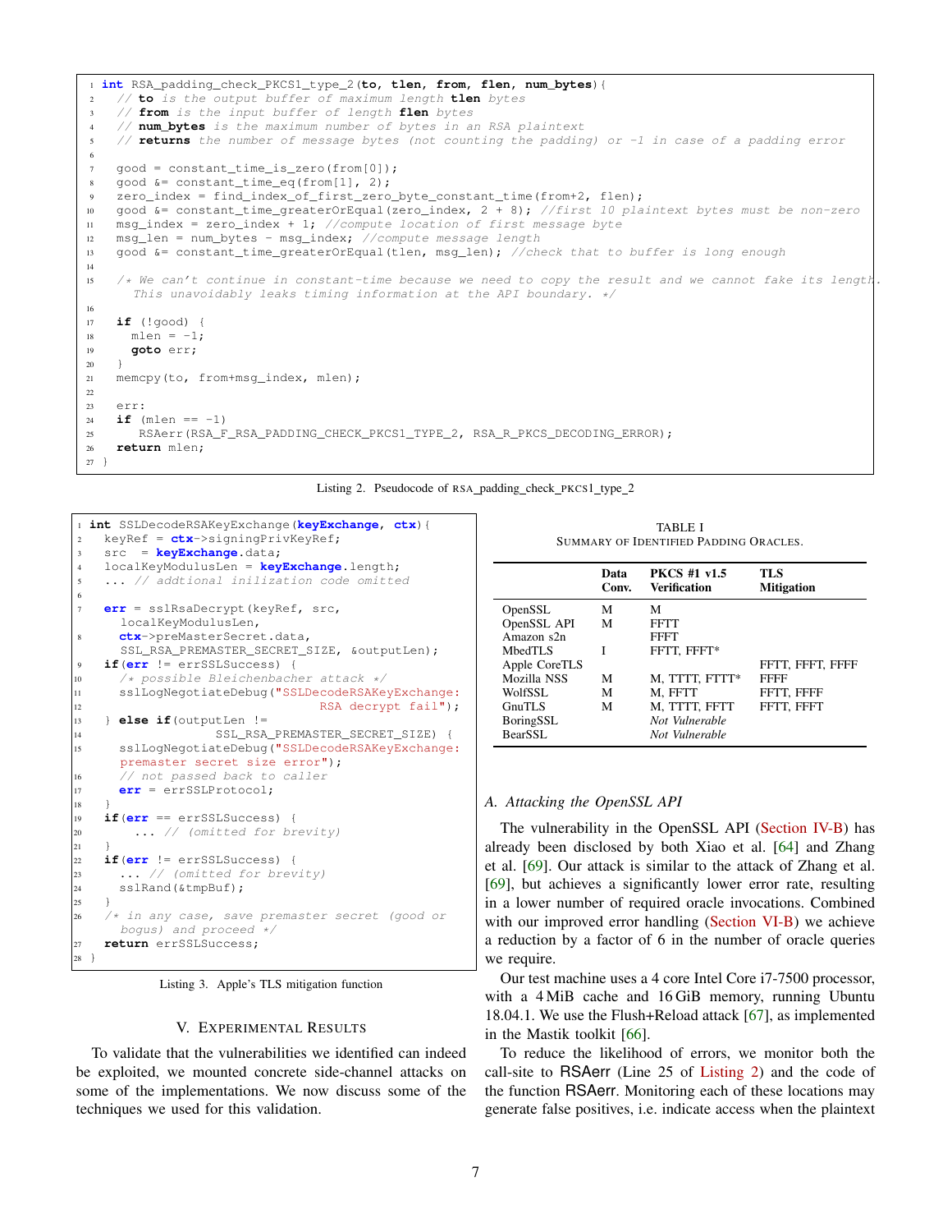```
1  int RSA_padding_check_PKCS1_type_2(to, tlen, from, flen, num_bytes){
2    // to is the output buffer of maximum length tlen bytes
3    // from is the input buffer of length flen bytes
4    // num_bytes is the maximum number of bytes in an RSA plaintext
5    // returns the number of message bytes (not counting the padding) or -1 in case of a padding error
6
7    good = constant_time_is_zero(from[0]);
8    good &= constant_time_eq(from[1], 2);
9    zero_index = find_index_of_first_zero_byte_constant_time(from+2, flen);
10   good &= constant_time_greaterOrEqual(zero_index, 2 + 8); //first 10 plaintext bytes must be non-zero
11   msg_index = zero_index + 1; //compute location of first message byte
12   msg_len = num_bytes - msg_index; //compute message length
13   good &= constant_time_greaterOrEqual(tlen, msg_len); //check that to buffer is long enough
14
15   /* We can't continue in constant-time because we need to copy the result and we cannot fake its length.
       This unavoidably leaks timing information at the API boundary. */
16
17   if (!good) {
18     mlen = -1;
19     goto err;
20   }
21   memcpy(to, from+msg_index, mlen);
22
23   err:
24   if (mlen == -1)
25      RSAerr(RSA_F_RSA_PADDING_CHECK_PKCS1_TYPE_2, RSA_R_PKCS_DECODING_ERROR);
26   return mlen;
27 }
```

Listing 2. Pseudocode of RSA_padding_check_PKCS1_type_2

```
1  int SSLDecodeRSAKeyExchange(keyExchange, ctx){
2    keyRef = ctx->signingPrivKeyRef;
3    src  = keyExchange.data;
4    localKeyModulusLen = keyExchange.length;
5    ... // addtional inilization code omitted
6
7    err = sslRsaDecrypt(keyRef, src,
       localKeyModulusLen,
8      ctx->preMasterSecret.data,
       SSL_RSA_PREMASTER_SECRET_SIZE, &outputLen);
9    if(err != errSSLSuccess) {
10     /* possible Bleichenbacher attack */
11     sslLogNegotiateDebug("SSLDecodeRSAKeyExchange:
12                          RSA decrypt fail");
13   } else if(outputLen !=
14              SSL_RSA_PREMASTER_SECRET_SIZE) {
15     sslLogNegotiateDebug("SSLDecodeRSAKeyExchange:
       premaster secret size error");
16     // not passed back to caller
17     err = errSSLProtocol;
18   }
19   if(err == errSSLSuccess) {
20      ... // (omitted for brevity)
21   }
22   if(err != errSSLSuccess) {
23     ... // (omitted for brevity)
24     sslRand(&tmpBuf);
25   }
26   /* in any case, save premaster secret (good or
     bogus) and proceed */
27   return errSSLSuccess;
28 }
```

Listing 3. Apple's TLS mitigation function

## V. Experimental Results

To validate that the vulnerabilities we identified can indeed be exploited, we mounted concrete side-channel attacks on some of the implementations. We now discuss some of the techniques we used for this validation.

TABLE I
Summary of Identified Padding Oracles.

| | Data Conv. | PKCS #1 v1.5 Verification | TLS Mitigation |
|---|---|---|---|
| OpenSSL | M | M | |
| OpenSSL API | M | FFTT | |
| Amazon s2n | | FFFT | |
| MbedTLS | I | FFTT, FFFT* | |
| Apple CoreTLS | | | FFTT, FFFT, FFFF |
| Mozilla NSS | M | M, TTTT, FTTT* | FFFF |
| WolfSSL | M | M, FFTT | FFTT, FFFF |
| GnuTLS | M | M, TTTT, FFTT | FFTT, FFFT |
| BoringSSL | | *Not Vulnerable* | |
| BearSSL | | *Not Vulnerable* | |

### A. Attacking the OpenSSL API

The vulnerability in the OpenSSL API (Section IV-B) has already been disclosed by both Xiao et al. [64] and Zhang et al. [69]. Our attack is similar to the attack of Zhang et al. [69], but achieves a significantly lower error rate, resulting in a lower number of required oracle invocations. Combined with our improved error handling (Section VI-B) we achieve a reduction by a factor of 6 in the number of oracle queries we require.

Our test machine uses a 4 core Intel Core i7-7500 processor, with a 4 MiB cache and 16 GiB memory, running Ubuntu 18.04.1. We use the Flush+Reload attack [67], as implemented in the Mastik toolkit [66].

To reduce the likelihood of errors, we monitor both the call-site to RSAerr (Line 25 of Listing 2) and the code of the function RSAerr. Monitoring each of these locations may generate false positives, i.e. indicate access when the plaintext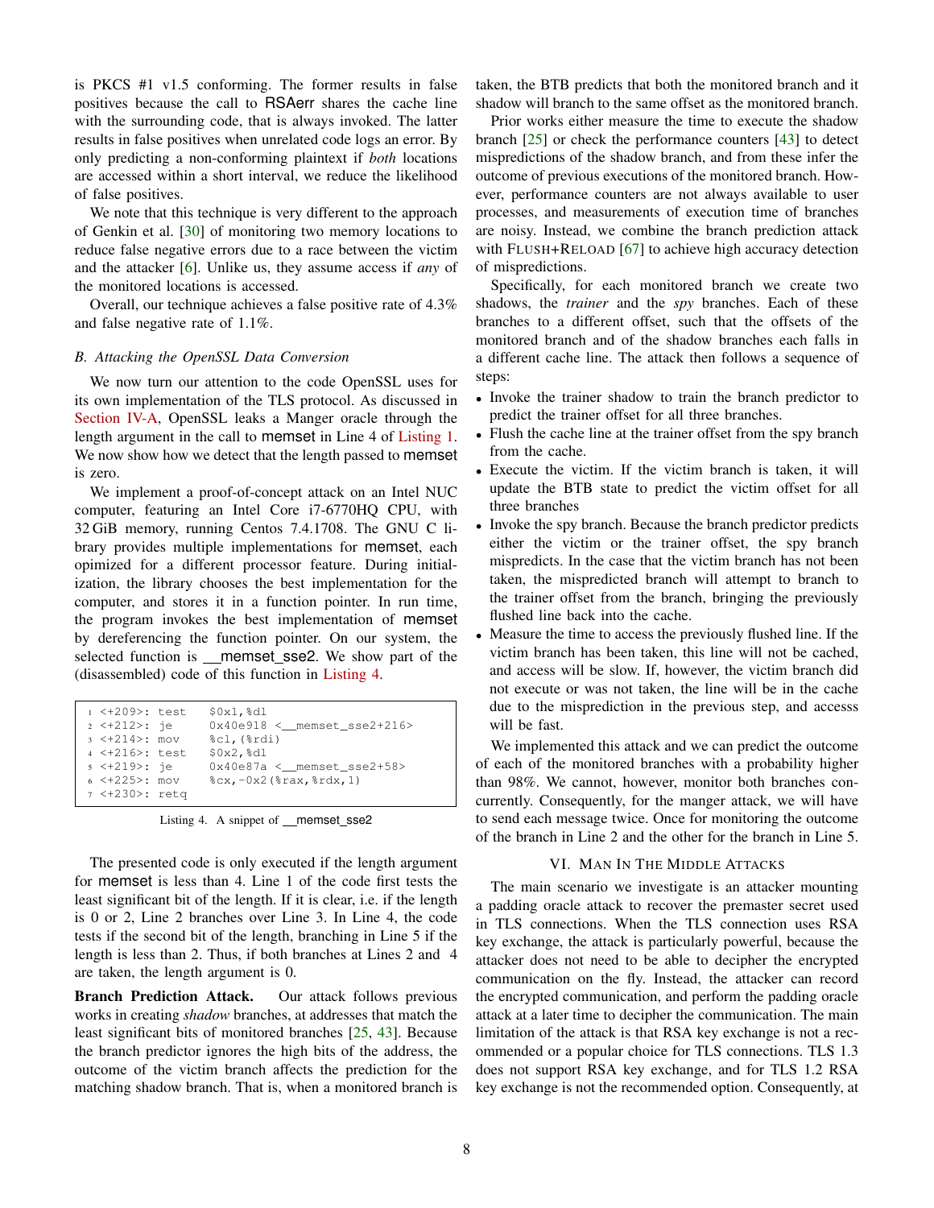is PKCS #1 v1.5 conforming. The former results in false positives because the call to RSAerr shares the cache line with the surrounding code, that is always invoked. The latter results in false positives when unrelated code logs an error. By only predicting a non-conforming plaintext if *both* locations are accessed within a short interval, we reduce the likelihood of false positives.

We note that this technique is very different to the approach of Genkin et al. [30] of monitoring two memory locations to reduce false negative errors due to a race between the victim and the attacker [6]. Unlike us, they assume access if *any* of the monitored locations is accessed.

Overall, our technique achieves a false positive rate of 4.3% and false negative rate of 1.1%.

### *B. Attacking the OpenSSL Data Conversion*

We now turn our attention to the code OpenSSL uses for its own implementation of the TLS protocol. As discussed in Section IV-A, OpenSSL leaks a Manger oracle through the length argument in the call to memset in Line 4 of Listing 1. We now show how we detect that the length passed to memset is zero.

We implement a proof-of-concept attack on an Intel NUC computer, featuring an Intel Core i7-6770HQ CPU, with 32 GiB memory, running Centos 7.4.1708. The GNU C library provides multiple implementations for memset, each opimized for a different processor feature. During initialization, the library chooses the best implementation for the computer, and stores it in a function pointer. In run time, the program invokes the best implementation of memset by dereferencing the function pointer. On our system, the selected function is __memset_sse2. We show part of the (disassembled) code of this function in Listing 4.

```
1 <+209>: test    $0x1,%dl
2 <+212>: je      0x40e918 <__memset_sse2+216>
3 <+214>: mov     %cl,(%rdi)
4 <+216>: test    $0x2,%dl
5 <+219>: je      0x40e87a <__memset_sse2+58>
6 <+225>: mov     %cx,-0x2(%rax,%rdx,1)
7 <+230>: retq
```

Listing 4. A snippet of __memset_sse2

The presented code is only executed if the length argument for memset is less than 4. Line 1 of the code first tests the least significant bit of the length. If it is clear, i.e. if the length is 0 or 2, Line 2 branches over Line 3. In Line 4, the code tests if the second bit of the length, branching in Line 5 if the length is less than 2. Thus, if both branches at Lines 2 and 4 are taken, the length argument is 0.

**Branch Prediction Attack.** Our attack follows previous works in creating *shadow* branches, at addresses that match the least significant bits of monitored branches [25, 43]. Because the branch predictor ignores the high bits of the address, the outcome of the victim branch affects the prediction for the matching shadow branch. That is, when a monitored branch is taken, the BTB predicts that both the monitored branch and it shadow will branch to the same offset as the monitored branch.

Prior works either measure the time to execute the shadow branch [25] or check the performance counters [43] to detect mispredictions of the shadow branch, and from these infer the outcome of previous executions of the monitored branch. However, performance counters are not always available to user processes, and measurements of execution time of branches are noisy. Instead, we combine the branch prediction attack with FLUSH+RELOAD [67] to achieve high accuracy detection of mispredictions.

Specifically, for each monitored branch we create two shadows, the *trainer* and the *spy* branches. Each of these branches to a different offset, such that the offsets of the monitored branch and of the shadow branches each falls in a different cache line. The attack then follows a sequence of steps:

- Invoke the trainer shadow to train the branch predictor to predict the trainer offset for all three branches.
- Flush the cache line at the trainer offset from the spy branch from the cache.
- Execute the victim. If the victim branch is taken, it will update the BTB state to predict the victim offset for all three branches
- Invoke the spy branch. Because the branch predictor predicts either the victim or the trainer offset, the spy branch mispredicts. In the case that the victim branch has not been taken, the mispredicted branch will attempt to branch to the trainer offset from the branch, bringing the previously flushed line back into the cache.
- Measure the time to access the previously flushed line. If the victim branch has been taken, this line will not be cached, and access will be slow. If, however, the victim branch did not execute or was not taken, the line will be in the cache due to the misprediction in the previous step, and accesss will be fast.

We implemented this attack and we can predict the outcome of each of the monitored branches with a probability higher than 98%. We cannot, however, monitor both branches concurrently. Consequently, for the manger attack, we will have to send each message twice. Once for monitoring the outcome of the branch in Line 2 and the other for the branch in Line 5.

## VI. MAN IN THE MIDDLE ATTACKS

The main scenario we investigate is an attacker mounting a padding oracle attack to recover the premaster secret used in TLS connections. When the TLS connection uses RSA key exchange, the attack is particularly powerful, because the attacker does not need to be able to decipher the encrypted communication on the fly. Instead, the attacker can record the encrypted communication, and perform the padding oracle attack at a later time to decipher the communication. The main limitation of the attack is that RSA key exchange is not a recommended or a popular choice for TLS connections. TLS 1.3 does not support RSA key exchange, and for TLS 1.2 RSA key exchange is not the recommended option. Consequently, at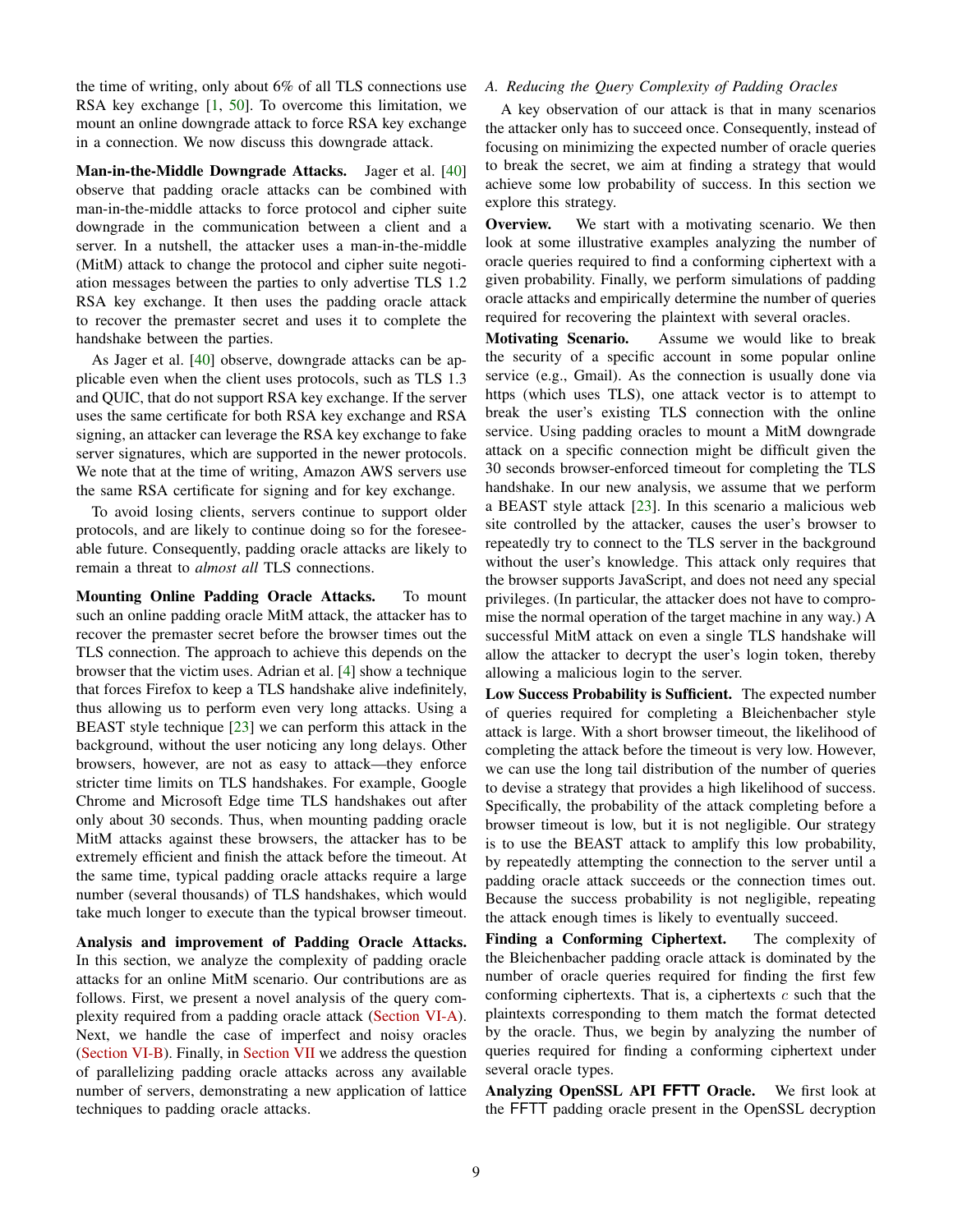the time of writing, only about 6% of all TLS connections use RSA key exchange [1, 50]. To overcome this limitation, we mount an online downgrade attack to force RSA key exchange in a connection. We now discuss this downgrade attack.

**Man-in-the-Middle Downgrade Attacks.** Jager et al. [40] observe that padding oracle attacks can be combined with man-in-the-middle attacks to force protocol and cipher suite downgrade in the communication between a client and a server. In a nutshell, the attacker uses a man-in-the-middle (MitM) attack to change the protocol and cipher suite negotiation messages between the parties to only advertise TLS 1.2 RSA key exchange. It then uses the padding oracle attack to recover the premaster secret and uses it to complete the handshake between the parties.

As Jager et al. [40] observe, downgrade attacks can be applicable even when the client uses protocols, such as TLS 1.3 and QUIC, that do not support RSA key exchange. If the server uses the same certificate for both RSA key exchange and RSA signing, an attacker can leverage the RSA key exchange to fake server signatures, which are supported in the newer protocols. We note that at the time of writing, Amazon AWS servers use the same RSA certificate for signing and for key exchange.

To avoid losing clients, servers continue to support older protocols, and are likely to continue doing so for the foreseeable future. Consequently, padding oracle attacks are likely to remain a threat to *almost all* TLS connections.

**Mounting Online Padding Oracle Attacks.** To mount such an online padding oracle MitM attack, the attacker has to recover the premaster secret before the browser times out the TLS connection. The approach to achieve this depends on the browser that the victim uses. Adrian et al. [4] show a technique that forces Firefox to keep a TLS handshake alive indefinitely, thus allowing us to perform even very long attacks. Using a BEAST style technique [23] we can perform this attack in the background, without the user noticing any long delays. Other browsers, however, are not as easy to attack—they enforce stricter time limits on TLS handshakes. For example, Google Chrome and Microsoft Edge time TLS handshakes out after only about 30 seconds. Thus, when mounting padding oracle MitM attacks against these browsers, the attacker has to be extremely efficient and finish the attack before the timeout. At the same time, typical padding oracle attacks require a large number (several thousands) of TLS handshakes, which would take much longer to execute than the typical browser timeout.

**Analysis and improvement of Padding Oracle Attacks.** In this section, we analyze the complexity of padding oracle attacks for an online MitM scenario. Our contributions are as follows. First, we present a novel analysis of the query complexity required from a padding oracle attack (Section VI-A). Next, we handle the case of imperfect and noisy oracles (Section VI-B). Finally, in Section VII we address the question of parallelizing padding oracle attacks across any available number of servers, demonstrating a new application of lattice techniques to padding oracle attacks.

### A. Reducing the Query Complexity of Padding Oracles

A key observation of our attack is that in many scenarios the attacker only has to succeed once. Consequently, instead of focusing on minimizing the expected number of oracle queries to break the secret, we aim at finding a strategy that would achieve some low probability of success. In this section we explore this strategy.

**Overview.** We start with a motivating scenario. We then look at some illustrative examples analyzing the number of oracle queries required to find a conforming ciphertext with a given probability. Finally, we perform simulations of padding oracle attacks and empirically determine the number of queries required for recovering the plaintext with several oracles.

**Motivating Scenario.** Assume we would like to break the security of a specific account in some popular online service (e.g., Gmail). As the connection is usually done via https (which uses TLS), one attack vector is to attempt to break the user's existing TLS connection with the online service. Using padding oracles to mount a MitM downgrade attack on a specific connection might be difficult given the 30 seconds browser-enforced timeout for completing the TLS handshake. In our new analysis, we assume that we perform a BEAST style attack [23]. In this scenario a malicious web site controlled by the attacker, causes the user's browser to repeatedly try to connect to the TLS server in the background without the user's knowledge. This attack only requires that the browser supports JavaScript, and does not need any special privileges. (In particular, the attacker does not have to compromise the normal operation of the target machine in any way.) A successful MitM attack on even a single TLS handshake will allow the attacker to decrypt the user's login token, thereby allowing a malicious login to the server.

**Low Success Probability is Sufficient.** The expected number of queries required for completing a Bleichenbacher style attack is large. With a short browser timeout, the likelihood of completing the attack before the timeout is very low. However, we can use the long tail distribution of the number of queries to devise a strategy that provides a high likelihood of success. Specifically, the probability of the attack completing before a browser timeout is low, but it is not negligible. Our strategy is to use the BEAST attack to amplify this low probability, by repeatedly attempting the connection to the server until a padding oracle attack succeeds or the connection times out. Because the success probability is not negligible, repeating the attack enough times is likely to eventually succeed.

**Finding a Conforming Ciphertext.** The complexity of the Bleichenbacher padding oracle attack is dominated by the number of oracle queries required for finding the first few conforming ciphertexts. That is, a ciphertexts $c$ such that the plaintexts corresponding to them match the format detected by the oracle. Thus, we begin by analyzing the number of queries required for finding a conforming ciphertext under several oracle types.

**Analyzing OpenSSL API FFTT Oracle.** We first look at the FFTT padding oracle present in the OpenSSL decryption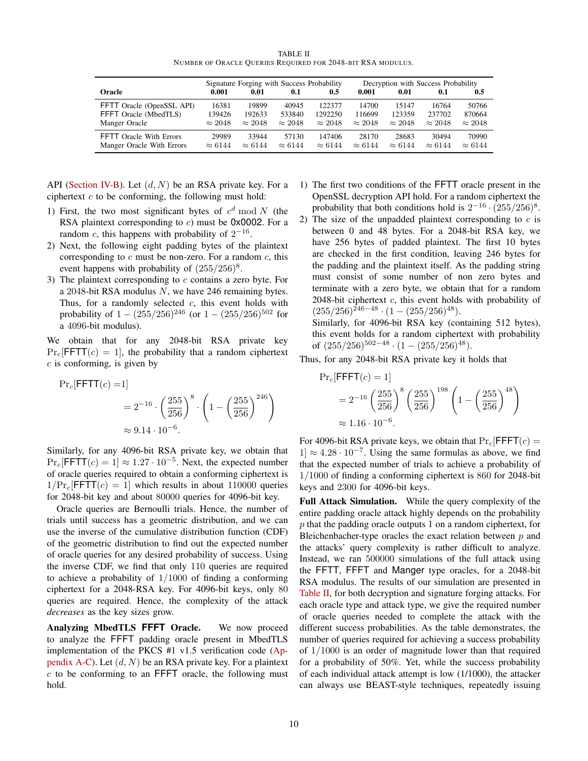TABLE II
NUMBER OF ORACLE QUERIES REQUIRED FOR 2048-BIT RSA MODULUS.

| Oracle | Signature Forging with Success Probability 0.001 | 0.01 | 0.1 | 0.5 | Decryption with Success Probability 0.001 | 0.01 | 0.1 | 0.5 |
|---|---|---|---|---|---|---|---|---|
| FFTT Oracle (OpenSSL API) | 16381 | 19899 | 40945 | 122377 | 14700 | 15147 | 16764 | 50766 |
| FFFT Oracle (MbedTLS) | 139426 | 192633 | 533840 | 1292250 | 116699 | 123359 | 237702 | 870664 |
| Manger Oracle | $\approx 2048$ | $\approx 2048$ | $\approx 2048$ | $\approx 2048$ | $\approx 2048$ | $\approx 2048$ | $\approx 2048$ | $\approx 2048$ |
| FFTT Oracle With Errors | 29989 | 33944 | 57130 | 147406 | 28170 | 28683 | 30494 | 70990 |
| Manger Oracle With Errors | $\approx 6144$ | $\approx 6144$ | $\approx 6144$ | $\approx 6144$ | $\approx 6144$ | $\approx 6144$ | $\approx 6144$ | $\approx 6144$ |

API (Section IV-B). Let $(d, N)$ be an RSA private key. For a ciphertext $c$ to be conforming, the following must hold:

1) First, the two most significant bytes of $c^d \bmod N$ (the RSA plaintext corresponding to $c$) must be 0x0002. For a random $c$, this happens with probability of $2^{-16}$.
2) Next, the following eight padding bytes of the plaintext corresponding to $c$ must be non-zero. For a random $c$, this event happens with probability of $(255/256)^8$.
3) The plaintext corresponding to $c$ contains a zero byte. For a 2048-bit RSA modulus $N$, we have 246 remaining bytes. Thus, for a randomly selected $c$, this event holds with probability of $1 - (255/256)^{246}$ (or $1 - (255/256)^{502}$ for a 4096-bit modulus).

We obtain that for any 2048-bit RSA private key $\Pr_c[\mathsf{FFTT}(c) = 1]$, the probability that a random ciphertext $c$ is conforming, is given by

$$\Pr_c[\mathsf{FFTT}(c) = 1] = 2^{-16} \cdot \left(\frac{255}{256}\right)^8 \cdot \left(1 - \left(\frac{255}{256}\right)^{246}\right) \approx 9.14 \cdot 10^{-6}.$$

Similarly, for any 4096-bit RSA private key, we obtain that $\Pr_c[\mathsf{FFTT}(c) = 1] \approx 1.27 \cdot 10^{-5}$. Next, the expected number of oracle queries required to obtain a conforming ciphertext is $1/\Pr_c[\mathsf{FFTT}(c) = 1]$ which results in about 110000 queries for 2048-bit key and about 80000 queries for 4096-bit key.

Oracle queries are Bernoulli trials. Hence, the number of trials until success has a geometric distribution, and we can use the inverse of the cumulative distribution function (CDF) of the geometric distribution to find out the expected number of oracle queries for any desired probability of success. Using the inverse CDF, we find that only 110 queries are required to achieve a probability of $1/1000$ of finding a conforming ciphertext for a 2048-RSA key. For 4096-bit keys, only 80 queries are required. Hence, the complexity of the attack *decreases* as the key sizes grow.

**Analyzing MbedTLS FFFT Oracle.** We now proceed to analyze the FFFT padding oracle present in MbedTLS implementation of the PKCS #1 v1.5 verification code (Appendix A-C). Let $(d, N)$ be an RSA private key. For a plaintext $c$ to be conforming to an FFFT oracle, the following must hold.

1) The first two conditions of the FFTT oracle present in the OpenSSL decryption API hold. For a random ciphertext the probability that both conditions hold is $2^{-16} \cdot (255/256)^8$.
2) The size of the unpadded plaintext corresponding to $c$ is between 0 and 48 bytes. For a 2048-bit RSA key, we have 256 bytes of padded plaintext. The first 10 bytes are checked in the first condition, leaving 246 bytes for the padding and the plaintext itself. As the padding string must consist of some number of non zero bytes and terminate with a zero byte, we obtain that for a random 2048-bit ciphertext $c$, this event holds with probability of $(255/256)^{246-48} \cdot (1 - (255/256)^{48})$.
   Similarly, for 4096-bit RSA key (containing 512 bytes), this event holds for a random ciphertext with probability of $(255/256)^{502-48} \cdot (1 - (255/256)^{48})$.

Thus, for any 2048-bit RSA private key it holds that

$$\Pr_c[\mathsf{FFFT}(c) = 1] = 2^{-16}\left(\frac{255}{256}\right)^8 \left(\frac{255}{256}\right)^{198} \left(1 - \left(\frac{255}{256}\right)^{48}\right) \approx 1.16 \cdot 10^{-6}.$$

For 4096-bit RSA private keys, we obtain that $\Pr_c[\mathsf{FFFT}(c) = 1] \approx 4.28 \cdot 10^{-7}$. Using the same formulas as above, we find that the expected number of trials to achieve a probability of $1/1000$ of finding a conforming ciphertext is 860 for 2048-bit keys and 2300 for 4096-bit keys.

**Full Attack Simulation.** While the query complexity of the entire padding oracle attack highly depends on the probability $p$ that the padding oracle outputs 1 on a random ciphertext, for Bleichenbacher-type oracles the exact relation between $p$ and the attacks' query complexity is rather difficult to analyze. Instead, we ran 500000 simulations of the full attack using the FFTT, FFFT and Manger type oracles, for a 2048-bit RSA modulus. The results of our simulation are presented in Table II, for both decryption and signature forging attacks. For each oracle type and attack type, we give the required number of oracle queries needed to complete the attack with the different success probabilities. As the table demonstrates, the number of queries required for achieving a success probability of $1/1000$ is an order of magnitude lower than that required for a probability of 50%. Yet, while the success probability of each individual attack attempt is low (1/1000), the attacker can always use BEAST-style techniques, repeatedly issuing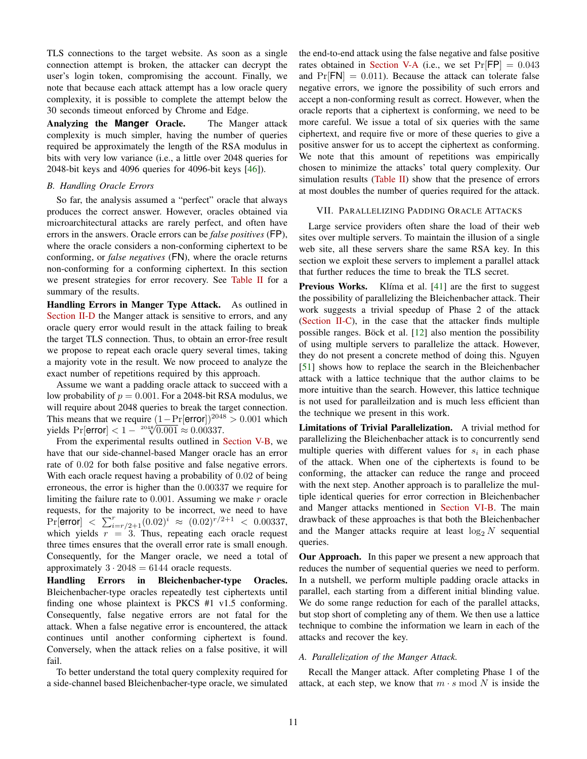TLS connections to the target website. As soon as a single connection attempt is broken, the attacker can decrypt the user's login token, compromising the account. Finally, we note that because each attack attempt has a low oracle query complexity, it is possible to complete the attempt below the 30 seconds timeout enforced by Chrome and Edge.

**Analyzing the Manger Oracle.** The Manger attack complexity is much simpler, having the number of queries required be approximately the length of the RSA modulus in bits with very low variance (i.e., a little over 2048 queries for 2048-bit keys and 4096 queries for 4096-bit keys [46]).

### B. Handling Oracle Errors

So far, the analysis assumed a "perfect" oracle that always produces the correct answer. However, oracles obtained via microarchitectural attacks are rarely perfect, and often have errors in the answers. Oracle errors can be *false positives* (FP), where the oracle considers a non-conforming ciphertext to be conforming, or *false negatives* (FN), where the oracle returns non-conforming for a conforming ciphertext. In this section we present strategies for error recovery. See Table II for a summary of the results.

**Handling Errors in Manger Type Attack.** As outlined in Section II-D the Manger attack is sensitive to errors, and any oracle query error would result in the attack failing to break the target TLS connection. Thus, to obtain an error-free result we propose to repeat each oracle query several times, taking a majority vote in the result. We now proceed to analyze the exact number of repetitions required by this approach.

Assume we want a padding oracle attack to succeed with a low probability of $p = 0.001$. For a 2048-bit RSA modulus, we will require about 2048 queries to break the target connection. This means that we require $(1-\Pr[\mathsf{error}])^{2048} > 0.001$ which yields $\Pr[\mathsf{error}] < 1 - \sqrt[2048]{0.001} \approx 0.00337$.

From the experimental results outlined in Section V-B, we have that our side-channel-based Manger oracle has an error rate of 0.02 for both false positive and false negative errors. With each oracle request having a probability of 0.02 of being erroneous, the error is higher than the 0.00337 we require for limiting the failure rate to 0.001. Assuming we make $r$ oracle requests, for the majority to be incorrect, we need to have $\Pr[\mathsf{error}] < \sum_{i=r/2+1}^{r}(0.02)^i \approx (0.02)^{r/2+1} < 0.00337$, which yields $r = 3$. Thus, repeating each oracle request three times ensures that the overall error rate is small enough. Consequently, for the Manger oracle, we need a total of approximately $3 \cdot 2048 = 6144$ oracle requests.

**Handling Errors in Bleichenbacher-type Oracles.** Bleichenbacher-type oracles repeatedly test ciphertexts until finding one whose plaintext is PKCS #1 v1.5 conforming. Consequently, false negative errors are not fatal for the attack. When a false negative error is encountered, the attack continues until another conforming ciphertext is found. Conversely, when the attack relies on a false positive, it will fail.

To better understand the total query complexity required for a side-channel based Bleichenbacher-type oracle, we simulated the end-to-end attack using the false negative and false positive rates obtained in Section V-A (i.e., we set $\Pr[\mathsf{FP}] = 0.043$ and $\Pr[\mathsf{FN}] = 0.011$). Because the attack can tolerate false negative errors, we ignore the possibility of such errors and accept a non-conforming result as correct. However, when the oracle reports that a ciphertext is conforming, we need to be more careful. We issue a total of six queries with the same ciphertext, and require five or more of these queries to give a positive answer for us to accept the ciphertext as conforming. We note that this amount of repetitions was empirically chosen to minimize the attacks' total query complexity. Our simulation results (Table II) show that the presence of errors at most doubles the number of queries required for the attack.

## VII. Parallelizing Padding Oracle Attacks

Large service providers often share the load of their web sites over multiple servers. To maintain the illusion of a single web site, all these servers share the same RSA key. In this section we exploit these servers to implement a parallel attack that further reduces the time to break the TLS secret.

**Previous Works.** Klíma et al. [41] are the first to suggest the possibility of parallelizing the Bleichenbacher attack. Their work suggests a trivial speedup of Phase 2 of the attack (Section II-C), in the case that the attacker finds multiple possible ranges. Böck et al. [12] also mention the possibility of using multiple servers to parallelize the attack. However, they do not present a concrete method of doing this. Nguyen [51] shows how to replace the search in the Bleichenbacher attack with a lattice technique that the author claims to be more intuitive than the search. However, this lattice technique is not used for paralleilzation and is much less efficient than the technique we present in this work.

**Limitations of Trivial Parallelization.** A trivial method for parallelizing the Bleichenbacher attack is to concurrently send multiple queries with different values for $s_i$ in each phase of the attack. When one of the ciphertexts is found to be conforming, the attacker can reduce the range and proceed with the next step. Another approach is to parallelize the multiple identical queries for error correction in Bleichenbacher and Manger attacks mentioned in Section VI-B. The main drawback of these approaches is that both the Bleichenbacher and the Manger attacks require at least $\log_2 N$ sequential queries.

**Our Approach.** In this paper we present a new approach that reduces the number of sequential queries we need to perform. In a nutshell, we perform multiple padding oracle attacks in parallel, each starting from a different initial blinding value. We do some range reduction for each of the parallel attacks, but stop short of completing any of them. We then use a lattice technique to combine the information we learn in each of the attacks and recover the key.

### A. Parallelization of the Manger Attack.

Recall the Manger attack. After completing Phase 1 of the attack, at each step, we know that $m \cdot s \bmod N$ is inside the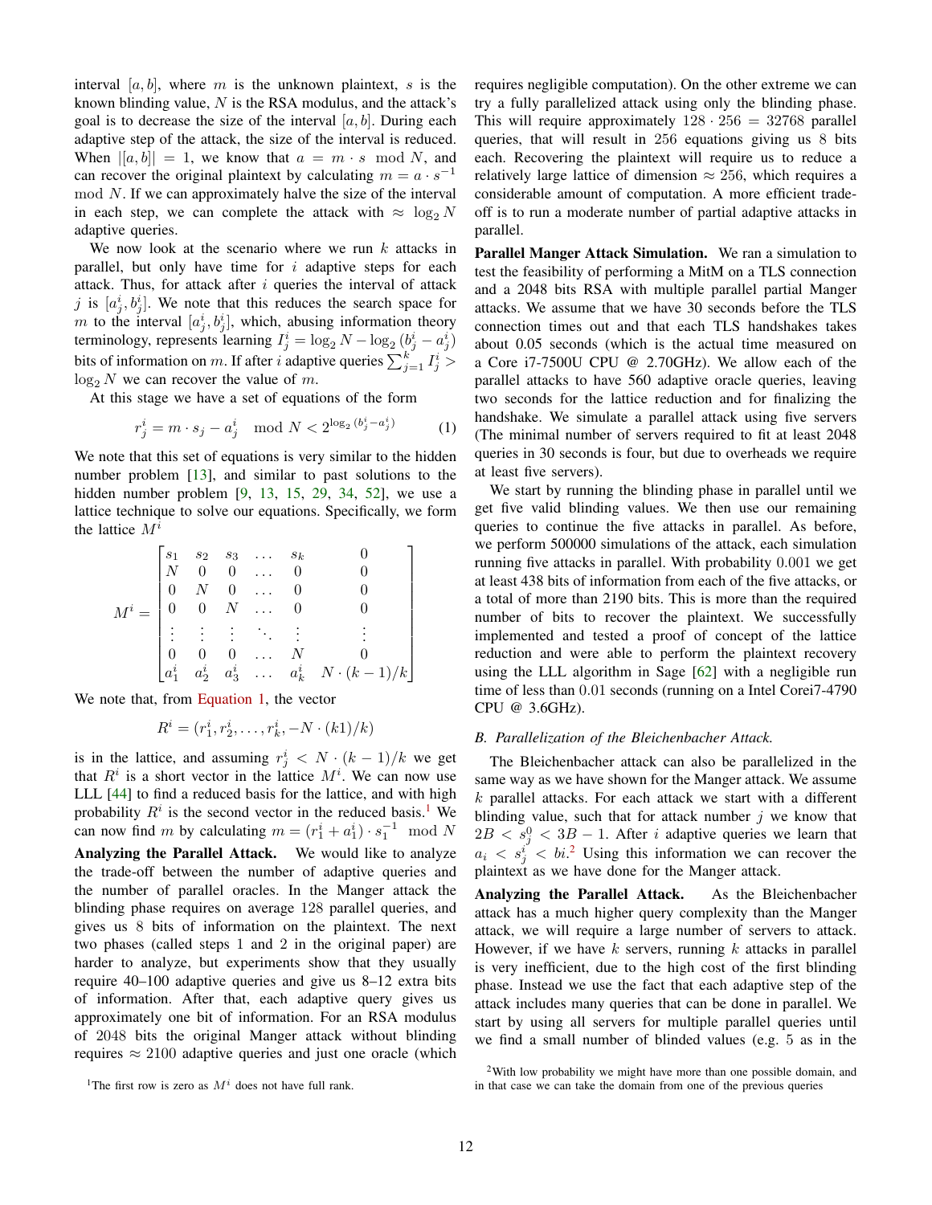interval $[a, b]$, where $m$ is the unknown plaintext, $s$ is the known blinding value, $N$ is the RSA modulus, and the attack's goal is to decrease the size of the interval $[a, b]$. During each adaptive step of the attack, the size of the interval is reduced. When $|[a, b]| = 1$, we know that $a = m \cdot s \mod N$, and can recover the original plaintext by calculating $m = a \cdot s^{-1} \mod N$. If we can approximately halve the size of the interval in each step, we can complete the attack with $\approx \log_2 N$ adaptive queries.

We now look at the scenario where we run $k$ attacks in parallel, but only have time for $i$ adaptive steps for each attack. Thus, for attack after $i$ queries the interval of attack $j$ is $[a^i_j, b^i_j]$. We note that this reduces the search space for $m$ to the interval $[a^i_j, b^i_j]$, which, abusing information theory terminology, represents learning $I^i_j = \log_2 N - \log_2 (b^i_j - a^i_j)$ bits of information on $m$. If after $i$ adaptive queries $\sum_{j=1}^{k} I^i_j > \log_2 N$ we can recover the value of $m$.

At this stage we have a set of equations of the form

$$r^i_j = m \cdot s_j - a^i_j \mod N < 2^{\log_2 (b^i_j - a^i_j)} \tag{1}$$

We note that this set of equations is very similar to the hidden number problem [13], and similar to past solutions to the hidden number problem [9, 13, 15, 29, 34, 52], we use a lattice technique to solve our equations. Specifically, we form the lattice $M^i$

$$M^i = \begin{bmatrix} s_1 & s_2 & s_3 & \dots & s_k & 0 \\ N & 0 & 0 & \dots & 0 & 0 \\ 0 & N & 0 & \dots & 0 & 0 \\ 0 & 0 & N & \dots & 0 & 0 \\ \vdots & \vdots & \vdots & \ddots & \vdots & \vdots \\ 0 & 0 & 0 & \dots & N & 0 \\ a^i_1 & a^i_2 & a^i_3 & \dots & a^i_k & N \cdot (k-1)/k \end{bmatrix}$$

We note that, from Equation 1, the vector

$$R^i = (r^i_1, r^i_2, \dots, r^i_k, -N \cdot (k1)/k)$$

is in the lattice, and assuming $r^i_j < N \cdot (k-1)/k$ we get that $R^i$ is a short vector in the lattice $M^i$. We can now use LLL [44] to find a reduced basis for the lattice, and with high probability $R^i$ is the second vector in the reduced basis.[1] We can now find $m$ by calculating $m = (r^i_1 + a^i_1) \cdot s_1^{-1} \mod N$

**Analyzing the Parallel Attack.** We would like to analyze the trade-off between the number of adaptive queries and the number of parallel oracles. In the Manger attack the blinding phase requires on average 128 parallel queries, and gives us 8 bits of information on the plaintext. The next two phases (called steps 1 and 2 in the original paper) are harder to analyze, but experiments show that they usually require 40–100 adaptive queries and give us 8–12 extra bits of information. After that, each adaptive query gives us approximately one bit of information. For an RSA modulus of 2048 bits the original Manger attack without blinding requires $\approx 2100$ adaptive queries and just one oracle (which requires negligible computation). On the other extreme we can try a fully parallelized attack using only the blinding phase. This will require approximately $128 \cdot 256 = 32768$ parallel queries, that will result in 256 equations giving us 8 bits each. Recovering the plaintext will require us to reduce a relatively large lattice of dimension $\approx 256$, which requires a considerable amount of computation. A more efficient trade-off is to run a moderate number of partial adaptive attacks in parallel.

**Parallel Manger Attack Simulation.** We ran a simulation to test the feasibility of performing a MitM on a TLS connection and a 2048 bits RSA with multiple parallel partial Manger attacks. We assume that we have 30 seconds before the TLS connection times out and that each TLS handshakes takes about 0.05 seconds (which is the actual time measured on a Core i7-7500U CPU @ 2.70GHz). We allow each of the parallel attacks to have 560 adaptive oracle queries, leaving two seconds for the lattice reduction and for finalizing the handshake. We simulate a parallel attack using five servers (The minimal number of servers required to fit at least 2048 queries in 30 seconds is four, but due to overheads we require at least five servers).

We start by running the blinding phase in parallel until we get five valid blinding values. We then use our remaining queries to continue the five attacks in parallel. As before, we perform 500000 simulations of the attack, each simulation running five attacks in parallel. With probability 0.001 we get at least 438 bits of information from each of the five attacks, or a total of more than 2190 bits. This is more than the required number of bits to recover the plaintext. We successfully implemented and tested a proof of concept of the lattice reduction and were able to perform the plaintext recovery using the LLL algorithm in Sage [62] with a negligible run time of less than 0.01 seconds (running on a Intel Corei7-4790 CPU @ 3.6GHz).

### B. Parallelization of the Bleichenbacher Attack.

The Bleichenbacher attack can also be parallelized in the same way as we have shown for the Manger attack. We assume $k$ parallel attacks. For each attack we start with a different blinding value, such that for attack number $j$ we know that $2B < s^0_j < 3B - 1$. After $i$ adaptive queries we learn that $a_i < s^i_j < bi$.[2] Using this information we can recover the plaintext as we have done for the Manger attack.

**Analyzing the Parallel Attack.** As the Bleichenbacher attack has a much higher query complexity than the Manger attack, we will require a large number of servers to attack. However, if we have $k$ servers, running $k$ attacks in parallel is very inefficient, due to the high cost of the first blinding phase. Instead we use the fact that each adaptive step of the attack includes many queries that can be done in parallel. We start by using all servers for multiple parallel queries until we find a small number of blinded values (e.g. 5 as in the

[1] The first row is zero as $M^i$ does not have full rank.

[2] With low probability we might have more than one possible domain, and in that case we can take the domain from one of the previous queries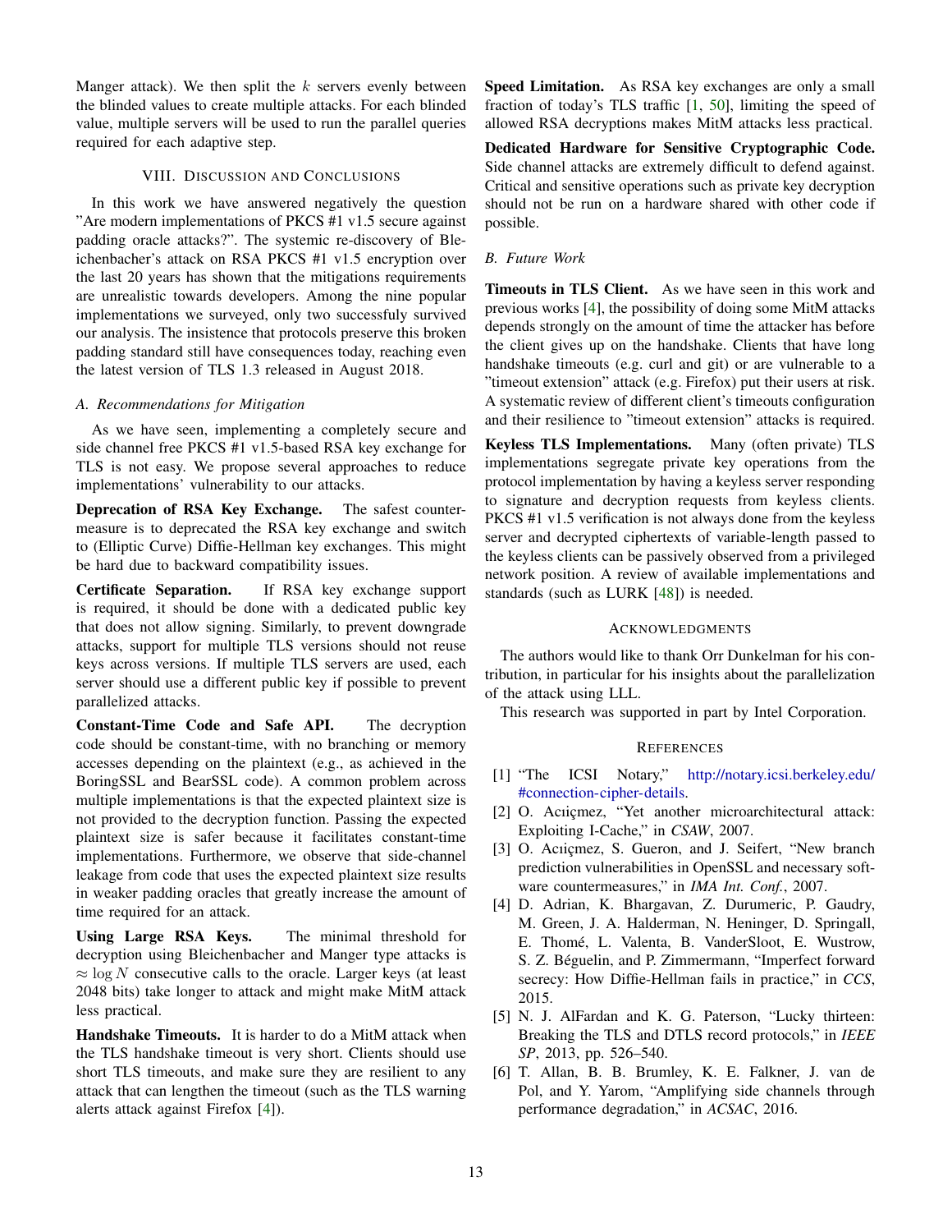Manger attack). We then split the $k$ servers evenly between the blinded values to create multiple attacks. For each blinded value, multiple servers will be used to run the parallel queries required for each adaptive step.

## VIII. Discussion and Conclusions

In this work we have answered negatively the question "Are modern implementations of PKCS #1 v1.5 secure against padding oracle attacks?". The systemic re-discovery of Bleichenbacher's attack on RSA PKCS #1 v1.5 encryption over the last 20 years has shown that the mitigations requirements are unrealistic towards developers. Among the nine popular implementations we surveyed, only two successfuly survived our analysis. The insistence that protocols preserve this broken padding standard still have consequences today, reaching even the latest version of TLS 1.3 released in August 2018.

### A. Recommendations for Mitigation

As we have seen, implementing a completely secure and side channel free PKCS #1 v1.5-based RSA key exchange for TLS is not easy. We propose several approaches to reduce implementations' vulnerability to our attacks.

**Deprecation of RSA Key Exchange.** The safest countermeasure is to deprecated the RSA key exchange and switch to (Elliptic Curve) Diffie-Hellman key exchanges. This might be hard due to backward compatibility issues.

**Certificate Separation.** If RSA key exchange support is required, it should be done with a dedicated public key that does not allow signing. Similarly, to prevent downgrade attacks, support for multiple TLS versions should not reuse keys across versions. If multiple TLS servers are used, each server should use a different public key if possible to prevent parallelized attacks.

**Constant-Time Code and Safe API.** The decryption code should be constant-time, with no branching or memory accesses depending on the plaintext (e.g., as achieved in the BoringSSL and BearSSL code). A common problem across multiple implementations is that the expected plaintext size is not provided to the decryption function. Passing the expected plaintext size is safer because it facilitates constant-time implementations. Furthermore, we observe that side-channel leakage from code that uses the expected plaintext size results in weaker padding oracles that greatly increase the amount of time required for an attack.

**Using Large RSA Keys.** The minimal threshold for decryption using Bleichenbacher and Manger type attacks is $\approx \log N$ consecutive calls to the oracle. Larger keys (at least 2048 bits) take longer to attack and might make MitM attack less practical.

**Handshake Timeouts.** It is harder to do a MitM attack when the TLS handshake timeout is very short. Clients should use short TLS timeouts, and make sure they are resilient to any attack that can lengthen the timeout (such as the TLS warning alerts attack against Firefox [4]).

**Speed Limitation.** As RSA key exchanges are only a small fraction of today's TLS traffic [1, 50], limiting the speed of allowed RSA decryptions makes MitM attacks less practical.

**Dedicated Hardware for Sensitive Cryptographic Code.** Side channel attacks are extremely difficult to defend against. Critical and sensitive operations such as private key decryption should not be run on a hardware shared with other code if possible.

### B. Future Work

**Timeouts in TLS Client.** As we have seen in this work and previous works [4], the possibility of doing some MitM attacks depends strongly on the amount of time the attacker has before the client gives up on the handshake. Clients that have long handshake timeouts (e.g. curl and git) or are vulnerable to a "timeout extension" attack (e.g. Firefox) put their users at risk. A systematic review of different client's timeouts configuration and their resilience to "timeout extension" attacks is required.

**Keyless TLS Implementations.** Many (often private) TLS implementations segregate private key operations from the protocol implementation by having a keyless server responding to signature and decryption requests from keyless clients. PKCS #1 v1.5 verification is not always done from the keyless server and decrypted ciphertexts of variable-length passed to the keyless clients can be passively observed from a privileged network position. A review of available implementations and standards (such as LURK [48]) is needed.

## Acknowledgments

The authors would like to thank Orr Dunkelman for his contribution, in particular for his insights about the parallelization of the attack using LLL.

This research was supported in part by Intel Corporation.

## References

[1] "The ICSI Notary," http://notary.icsi.berkeley.edu/#connection-cipher-details.

[2] O. Acıiçmez, "Yet another microarchitectural attack: Exploiting I-Cache," in *CSAW*, 2007.

[3] O. Acıiçmez, S. Gueron, and J. Seifert, "New branch prediction vulnerabilities in OpenSSL and necessary software countermeasures," in *IMA Int. Conf.*, 2007.

[4] D. Adrian, K. Bhargavan, Z. Durumeric, P. Gaudry, M. Green, J. A. Halderman, N. Heninger, D. Springall, E. Thomé, L. Valenta, B. VanderSloot, E. Wustrow, S. Z. Béguelin, and P. Zimmermann, "Imperfect forward secrecy: How Diffie-Hellman fails in practice," in *CCS*, 2015.

[5] N. J. AlFardan and K. G. Paterson, "Lucky thirteen: Breaking the TLS and DTLS record protocols," in *IEEE SP*, 2013, pp. 526–540.

[6] T. Allan, B. B. Brumley, K. E. Falkner, J. van de Pol, and Y. Yarom, "Amplifying side channels through performance degradation," in *ACSAC*, 2016.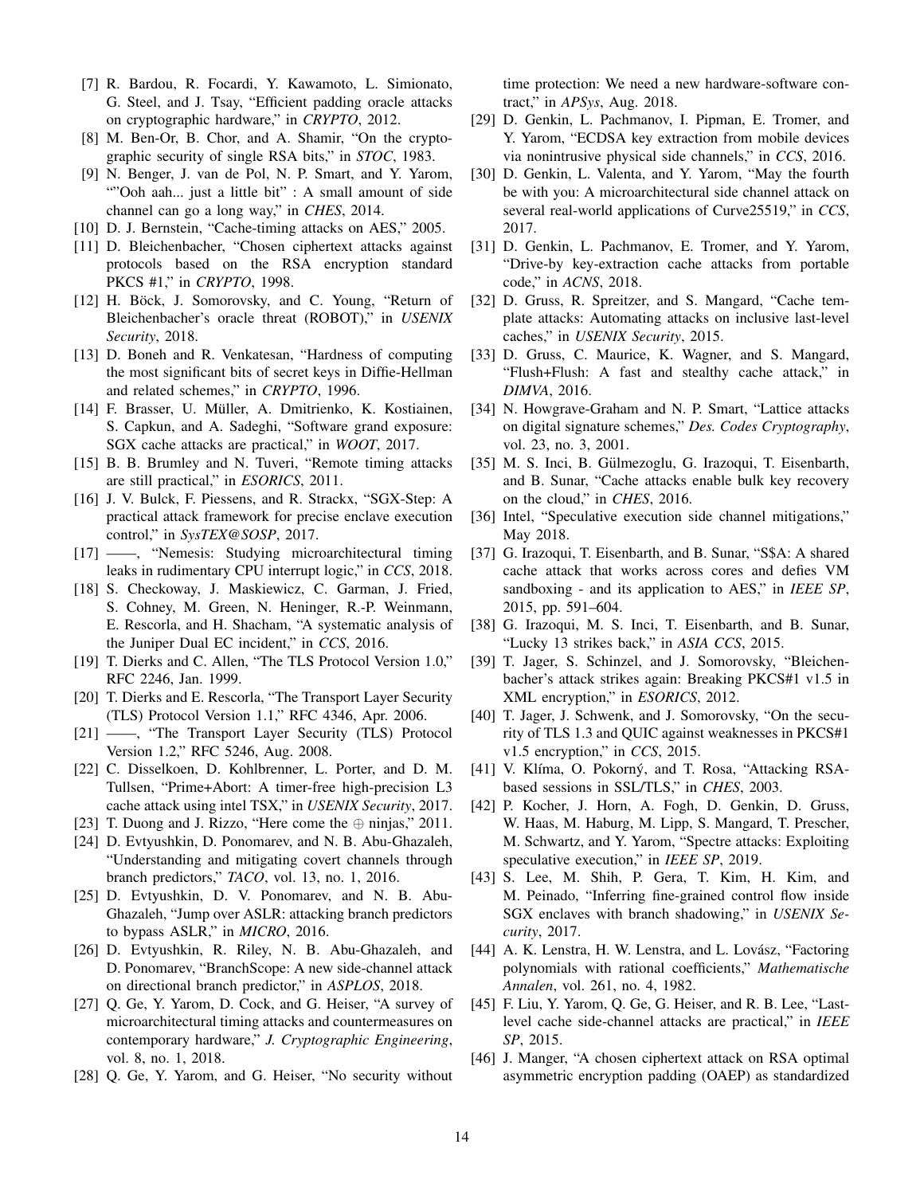[7] R. Bardou, R. Focardi, Y. Kawamoto, L. Simionato, G. Steel, and J. Tsay, "Efficient padding oracle attacks on cryptographic hardware," in *CRYPTO*, 2012.

[8] M. Ben-Or, B. Chor, and A. Shamir, "On the cryptographic security of single RSA bits," in *STOC*, 1983.

[9] N. Benger, J. van de Pol, N. P. Smart, and Y. Yarom, ""Ooh aah... just a little bit" : A small amount of side channel can go a long way," in *CHES*, 2014.

[10] D. J. Bernstein, "Cache-timing attacks on AES," 2005.

[11] D. Bleichenbacher, "Chosen ciphertext attacks against protocols based on the RSA encryption standard PKCS #1," in *CRYPTO*, 1998.

[12] H. Böck, J. Somorovsky, and C. Young, "Return of Bleichenbacher's oracle threat (ROBOT)," in *USENIX Security*, 2018.

[13] D. Boneh and R. Venkatesan, "Hardness of computing the most significant bits of secret keys in Diffie-Hellman and related schemes," in *CRYPTO*, 1996.

[14] F. Brasser, U. Müller, A. Dmitrienko, K. Kostiainen, S. Capkun, and A. Sadeghi, "Software grand exposure: SGX cache attacks are practical," in *WOOT*, 2017.

[15] B. B. Brumley and N. Tuveri, "Remote timing attacks are still practical," in *ESORICS*, 2011.

[16] J. V. Bulck, F. Piessens, and R. Strackx, "SGX-Step: A practical attack framework for precise enclave execution control," in *SysTEX@SOSP*, 2017.

[17] ——, "Nemesis: Studying microarchitectural timing leaks in rudimentary CPU interrupt logic," in *CCS*, 2018.

[18] S. Checkoway, J. Maskiewicz, C. Garman, J. Fried, S. Cohney, M. Green, N. Heninger, R.-P. Weinmann, E. Rescorla, and H. Shacham, "A systematic analysis of the Juniper Dual EC incident," in *CCS*, 2016.

[19] T. Dierks and C. Allen, "The TLS Protocol Version 1.0," RFC 2246, Jan. 1999.

[20] T. Dierks and E. Rescorla, "The Transport Layer Security (TLS) Protocol Version 1.1," RFC 4346, Apr. 2006.

[21] ——, "The Transport Layer Security (TLS) Protocol Version 1.2," RFC 5246, Aug. 2008.

[22] C. Disselkoen, D. Kohlbrenner, L. Porter, and D. M. Tullsen, "Prime+Abort: A timer-free high-precision L3 cache attack using intel TSX," in *USENIX Security*, 2017.

[23] T. Duong and J. Rizzo, "Here come the $\oplus$ ninjas," 2011.

[24] D. Evtyushkin, D. Ponomarev, and N. B. Abu-Ghazaleh, "Understanding and mitigating covert channels through branch predictors," *TACO*, vol. 13, no. 1, 2016.

[25] D. Evtyushkin, D. V. Ponomarev, and N. B. Abu-Ghazaleh, "Jump over ASLR: attacking branch predictors to bypass ASLR," in *MICRO*, 2016.

[26] D. Evtyushkin, R. Riley, N. B. Abu-Ghazaleh, and D. Ponomarev, "BranchScope: A new side-channel attack on directional branch predictor," in *ASPLOS*, 2018.

[27] Q. Ge, Y. Yarom, D. Cock, and G. Heiser, "A survey of microarchitectural timing attacks and countermeasures on contemporary hardware," *J. Cryptographic Engineering*, vol. 8, no. 1, 2018.

[28] Q. Ge, Y. Yarom, and G. Heiser, "No security without time protection: We need a new hardware-software contract," in *APSys*, Aug. 2018.

[29] D. Genkin, L. Pachmanov, I. Pipman, E. Tromer, and Y. Yarom, "ECDSA key extraction from mobile devices via nonintrusive physical side channels," in *CCS*, 2016.

[30] D. Genkin, L. Valenta, and Y. Yarom, "May the fourth be with you: A microarchitectural side channel attack on several real-world applications of Curve25519," in *CCS*, 2017.

[31] D. Genkin, L. Pachmanov, E. Tromer, and Y. Yarom, "Drive-by key-extraction cache attacks from portable code," in *ACNS*, 2018.

[32] D. Gruss, R. Spreitzer, and S. Mangard, "Cache template attacks: Automating attacks on inclusive last-level caches," in *USENIX Security*, 2015.

[33] D. Gruss, C. Maurice, K. Wagner, and S. Mangard, "Flush+Flush: A fast and stealthy cache attack," in *DIMVA*, 2016.

[34] N. Howgrave-Graham and N. P. Smart, "Lattice attacks on digital signature schemes," *Des. Codes Cryptography*, vol. 23, no. 3, 2001.

[35] M. S. Inci, B. Gülmezoglu, G. Irazoqui, T. Eisenbarth, and B. Sunar, "Cache attacks enable bulk key recovery on the cloud," in *CHES*, 2016.

[36] Intel, "Speculative execution side channel mitigations," May 2018.

[37] G. Irazoqui, T. Eisenbarth, and B. Sunar, "S$A: A shared cache attack that works across cores and defies VM sandboxing - and its application to AES," in *IEEE SP*, 2015, pp. 591–604.

[38] G. Irazoqui, M. S. Inci, T. Eisenbarth, and B. Sunar, "Lucky 13 strikes back," in *ASIA CCS*, 2015.

[39] T. Jager, S. Schinzel, and J. Somorovsky, "Bleichenbacher's attack strikes again: Breaking PKCS#1 v1.5 in XML encryption," in *ESORICS*, 2012.

[40] T. Jager, J. Schwenk, and J. Somorovsky, "On the security of TLS 1.3 and QUIC against weaknesses in PKCS#1 v1.5 encryption," in *CCS*, 2015.

[41] V. Klíma, O. Pokorný, and T. Rosa, "Attacking RSA-based sessions in SSL/TLS," in *CHES*, 2003.

[42] P. Kocher, J. Horn, A. Fogh, D. Genkin, D. Gruss, W. Haas, M. Haburg, M. Lipp, S. Mangard, T. Prescher, M. Schwartz, and Y. Yarom, "Spectre attacks: Exploiting speculative execution," in *IEEE SP*, 2019.

[43] S. Lee, M. Shih, P. Gera, T. Kim, H. Kim, and M. Peinado, "Inferring fine-grained control flow inside SGX enclaves with branch shadowing," in *USENIX Security*, 2017.

[44] A. K. Lenstra, H. W. Lenstra, and L. Lovász, "Factoring polynomials with rational coefficients," *Mathematische Annalen*, vol. 261, no. 4, 1982.

[45] F. Liu, Y. Yarom, Q. Ge, G. Heiser, and R. B. Lee, "Last-level cache side-channel attacks are practical," in *IEEE SP*, 2015.

[46] J. Manger, "A chosen ciphertext attack on RSA optimal asymmetric encryption padding (OAEP) as standardized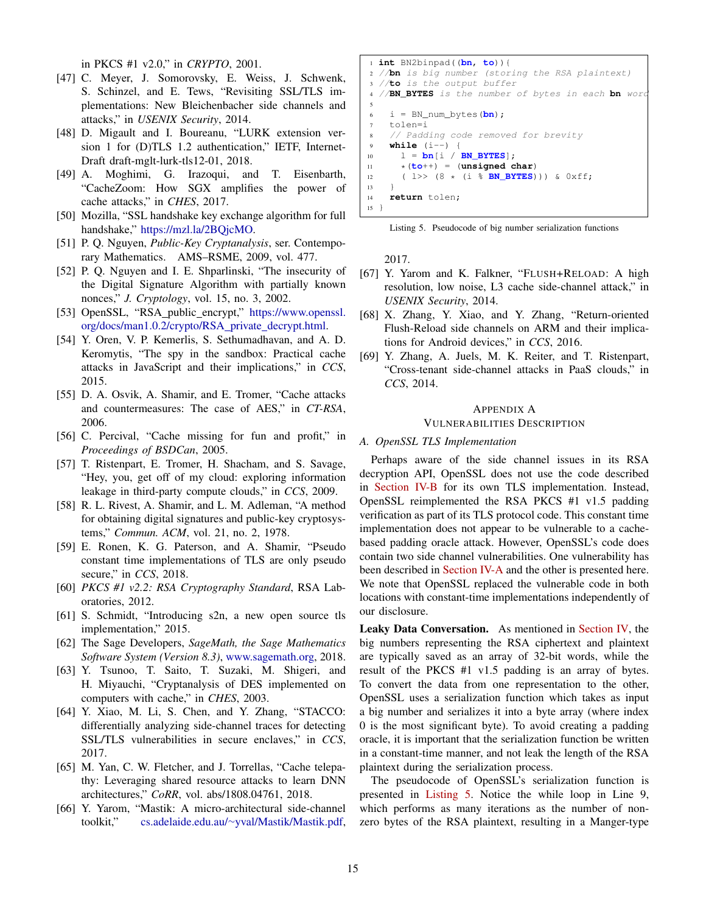in PKCS #1 v2.0," in *CRYPTO*, 2001.

[47] C. Meyer, J. Somorovsky, E. Weiss, J. Schwenk, S. Schinzel, and E. Tews, "Revisiting SSL/TLS implementations: New Bleichenbacher side channels and attacks," in *USENIX Security*, 2014.

[48] D. Migault and I. Boureanu, "LURK extension version 1 for (D)TLS 1.2 authentication," IETF, Internet-Draft draft-mglt-lurk-tls12-01, 2018.

[49] A. Moghimi, G. Irazoqui, and T. Eisenbarth, "CacheZoom: How SGX amplifies the power of cache attacks," in *CHES*, 2017.

[50] Mozilla, "SSL handshake key exchange algorithm for full handshake," https://mzl.la/2BQjcMO.

[51] P. Q. Nguyen, *Public-Key Cryptanalysis*, ser. Contemporary Mathematics. AMS–RSME, 2009, vol. 477.

[52] P. Q. Nguyen and I. E. Shparlinski, "The insecurity of the Digital Signature Algorithm with partially known nonces," *J. Cryptology*, vol. 15, no. 3, 2002.

[53] OpenSSL, "RSA_public_encrypt," https://www.openssl.org/docs/man1.0.2/crypto/RSA_private_decrypt.html.

[54] Y. Oren, V. P. Kemerlis, S. Sethumadhavan, and A. D. Keromytis, "The spy in the sandbox: Practical cache attacks in JavaScript and their implications," in *CCS*, 2015.

[55] D. A. Osvik, A. Shamir, and E. Tromer, "Cache attacks and countermeasures: The case of AES," in *CT-RSA*, 2006.

[56] C. Percival, "Cache missing for fun and profit," in *Proceedings of BSDCan*, 2005.

[57] T. Ristenpart, E. Tromer, H. Shacham, and S. Savage, "Hey, you, get off of my cloud: exploring information leakage in third-party compute clouds," in *CCS*, 2009.

[58] R. L. Rivest, A. Shamir, and L. M. Adleman, "A method for obtaining digital signatures and public-key cryptosystems," *Commun. ACM*, vol. 21, no. 2, 1978.

[59] E. Ronen, K. G. Paterson, and A. Shamir, "Pseudo constant time implementations of TLS are only pseudo secure," in *CCS*, 2018.

[60] *PKCS #1 v2.2: RSA Cryptography Standard*, RSA Laboratories, 2012.

[61] S. Schmidt, "Introducing s2n, a new open source tls implementation," 2015.

[62] The Sage Developers, *SageMath, the Sage Mathematics Software System (Version 8.3)*, www.sagemath.org, 2018.

[63] Y. Tsunoo, T. Saito, T. Suzaki, M. Shigeri, and H. Miyauchi, "Cryptanalysis of DES implemented on computers with cache," in *CHES*, 2003.

[64] Y. Xiao, M. Li, S. Chen, and Y. Zhang, "STACCO: differentially analyzing side-channel traces for detecting SSL/TLS vulnerabilities in secure enclaves," in *CCS*, 2017.

[65] M. Yan, C. W. Fletcher, and J. Torrellas, "Cache telepathy: Leveraging shared resource attacks to learn DNN architectures," *CoRR*, vol. abs/1808.04761, 2018.

[66] Y. Yarom, "Mastik: A micro-architectural side-channel toolkit," cs.adelaide.edu.au/~yval/Mastik/Mastik.pdf, 2017.

[67] Y. Yarom and K. Falkner, "FLUSH+RELOAD: A high resolution, low noise, L3 cache side-channel attack," in *USENIX Security*, 2014.

[68] X. Zhang, Y. Xiao, and Y. Zhang, "Return-oriented Flush-Reload side channels on ARM and their implications for Android devices," in *CCS*, 2016.

[69] Y. Zhang, A. Juels, M. K. Reiter, and T. Ristenpart, "Cross-tenant side-channel attacks in PaaS clouds," in *CCS*, 2014.

```
1  int BN2binpad((bn, to)){
2  //bn is big number (storing the RSA plaintext)
3  //to is the output buffer
4  //BN_BYTES is the number of bytes in each bn word
5
6    i = BN_num_bytes(bn);
7    tolen=i
8    // Padding code removed for brevity
9    while (i--) {
10     l = bn[i / BN_BYTES];
11     *(to++) = (unsigned char)
12     ( l>> (8 * (i % BN_BYTES))) & 0xff;
13   }
14   return tolen;
15 }
```

Listing 5. Pseudocode of big number serialization functions

# Appendix A
# Vulnerabilities Description

## A. OpenSSL TLS Implementation

Perhaps aware of the side channel issues in its RSA decryption API, OpenSSL does not use the code described in Section IV-B for its own TLS implementation. Instead, OpenSSL reimplemented the RSA PKCS #1 v1.5 padding verification as part of its TLS protocol code. This constant time implementation does not appear to be vulnerable to a cache-based padding oracle attack. However, OpenSSL's code does contain two side channel vulnerabilities. One vulnerability has been described in Section IV-A and the other is presented here. We note that OpenSSL replaced the vulnerable code in both locations with constant-time implementations independently of our disclosure.

**Leaky Data Conversation.** As mentioned in Section IV, the big numbers representing the RSA ciphertext and plaintext are typically saved as an array of 32-bit words, while the result of the PKCS #1 v1.5 padding is an array of bytes. To convert the data from one representation to the other, OpenSSL uses a serialization function which takes as input a big number and serializes it into a byte array (where index 0 is the most significant byte). To avoid creating a padding oracle, it is important that the serialization function be written in a constant-time manner, and not leak the length of the RSA plaintext during the serialization process.

The pseudocode of OpenSSL's serialization function is presented in Listing 5. Notice the while loop in Line 9, which performs as many iterations as the number of non-zero bytes of the RSA plaintext, resulting in a Manger-type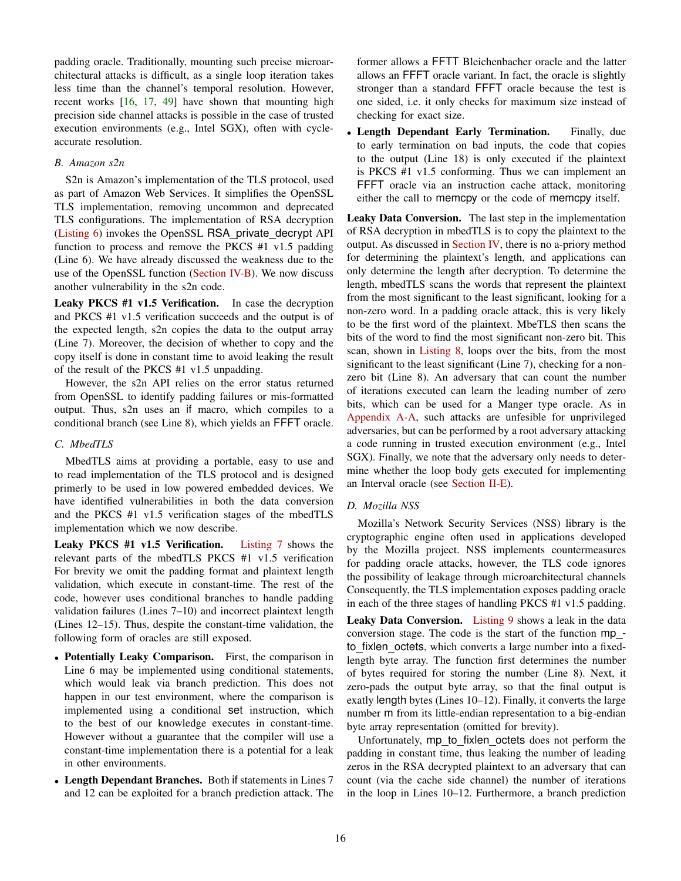padding oracle. Traditionally, mounting such precise microarchitectural attacks is difficult, as a single loop iteration takes less time than the channel's temporal resolution. However, recent works [16, 17, 49] have shown that mounting high precision side channel attacks is possible in the case of trusted execution environments (e.g., Intel SGX), often with cycle-accurate resolution.

### *B. Amazon s2n*

S2n is Amazon's implementation of the TLS protocol, used as part of Amazon Web Services. It simplifies the OpenSSL TLS implementation, removing uncommon and deprecated TLS configurations. The implementation of RSA decryption (Listing 6) invokes the OpenSSL RSA_private_decrypt API function to process and remove the PKCS #1 v1.5 padding (Line 6). We have already discussed the weakness due to the use of the OpenSSL function (Section IV-B). We now discuss another vulnerability in the s2n code.

**Leaky PKCS #1 v1.5 Verification.** In case the decryption and PKCS #1 v1.5 verification succeeds and the output is of the expected length, s2n copies the data to the output array (Line 7). Moreover, the decision of whether to copy and the copy itself is done in constant time to avoid leaking the result of the result of the PKCS #1 v1.5 unpadding.

However, the s2n API relies on the error status returned from OpenSSL to identify padding failures or mis-formatted output. Thus, s2n uses an if macro, which compiles to a conditional branch (see Line 8), which yields an FFFT oracle.

### *C. MbedTLS*

MbedTLS aims at providing a portable, easy to use and to read implementation of the TLS protocol and is designed primerly to be used in low powered embedded devices. We have identified vulnerabilities in both the data conversion and the PKCS #1 v1.5 verification stages of the mbedTLS implementation which we now describe.

**Leaky PKCS #1 v1.5 Verification.** Listing 7 shows the relevant parts of the mbedTLS PKCS #1 v1.5 verification For brevity we omit the padding format and plaintext length validation, which execute in constant-time. The rest of the code, however uses conditional branches to handle padding validation failures (Lines 7–10) and incorrect plaintext length (Lines 12–15). Thus, despite the constant-time validation, the following form of oracles are still exposed.

- **Potentially Leaky Comparison.** First, the comparison in Line 6 may be implemented using conditional statements, which would leak via branch prediction. This does not happen in our test environment, where the comparison is implemented using a conditional set instruction, which to the best of our knowledge executes in constant-time. However without a guarantee that the compiler will use a constant-time implementation there is a potential for a leak in other environments.
- **Length Dependant Branches.** Both if statements in Lines 7 and 12 can be exploited for a branch prediction attack. The former allows a FFTT Bleichenbacher oracle and the latter allows an FFFT oracle variant. In fact, the oracle is slightly stronger than a standard FFFT oracle because the test is one sided, i.e. it only checks for maximum size instead of checking for exact size.
- **Length Dependant Early Termination.** Finally, due to early termination on bad inputs, the code that copies to the output (Line 18) is only executed if the plaintext is PKCS #1 v1.5 conforming. Thus we can implement an FFFT oracle via an instruction cache attack, monitoring either the call to memcpy or the code of memcpy itself.

**Leaky Data Conversion.** The last step in the implementation of RSA decryption in mbedTLS is to copy the plaintext to the output. As discussed in Section IV, there is no a-priory method for determining the plaintext's length, and applications can only determine the length after decryption. To determine the length, mbedTLS scans the words that represent the plaintext from the most significant to the least significant, looking for a non-zero word. In a padding oracle attack, this is very likely to be the first word of the plaintext. MbeTLS then scans the bits of the word to find the most significant non-zero bit. This scan, shown in Listing 8, loops over the bits, from the most significant to the least significant (Line 7), checking for a non-zero bit (Line 8). An adversary that can count the number of iterations executed can learn the leading number of zero bits, which can be used for a Manger type oracle. As in Appendix A-A, such attacks are unfesible for unprivileged adversaries, but can be performed by a root adversary attacking a code running in trusted execution environment (e.g., Intel SGX). Finally, we note that the adversary only needs to determine whether the loop body gets executed for implementing an Interval oracle (see Section II-E).

### *D. Mozilla NSS*

Mozilla's Network Security Services (NSS) library is the cryptographic engine often used in applications developed by the Mozilla project. NSS implements countermeasures for padding oracle attacks, however, the TLS code ignores the possibility of leakage through microarchitectural channels Consequently, the TLS implementation exposes padding oracle in each of the three stages of handling PKCS #1 v1.5 padding.

**Leaky Data Conversion.** Listing 9 shows a leak in the data conversion stage. The code is the start of the function mp_to_fixlen_octets, which converts a large number into a fixed-length byte array. The function first determines the number of bytes required for storing the number (Line 8). Next, it zero-pads the output byte array, so that the final output is exatly length bytes (Lines 10–12). Finally, it converts the large number m from its little-endian representation to a big-endian byte array representation (omitted for brevity).

Unfortunately, mp_to_fixlen_octets does not perform the padding in constant time, thus leaking the number of leading zeros in the RSA decrypted plaintext to an adversary that can count (via the cache side channel) the number of iterations in the loop in Lines 10–12. Furthermore, a branch prediction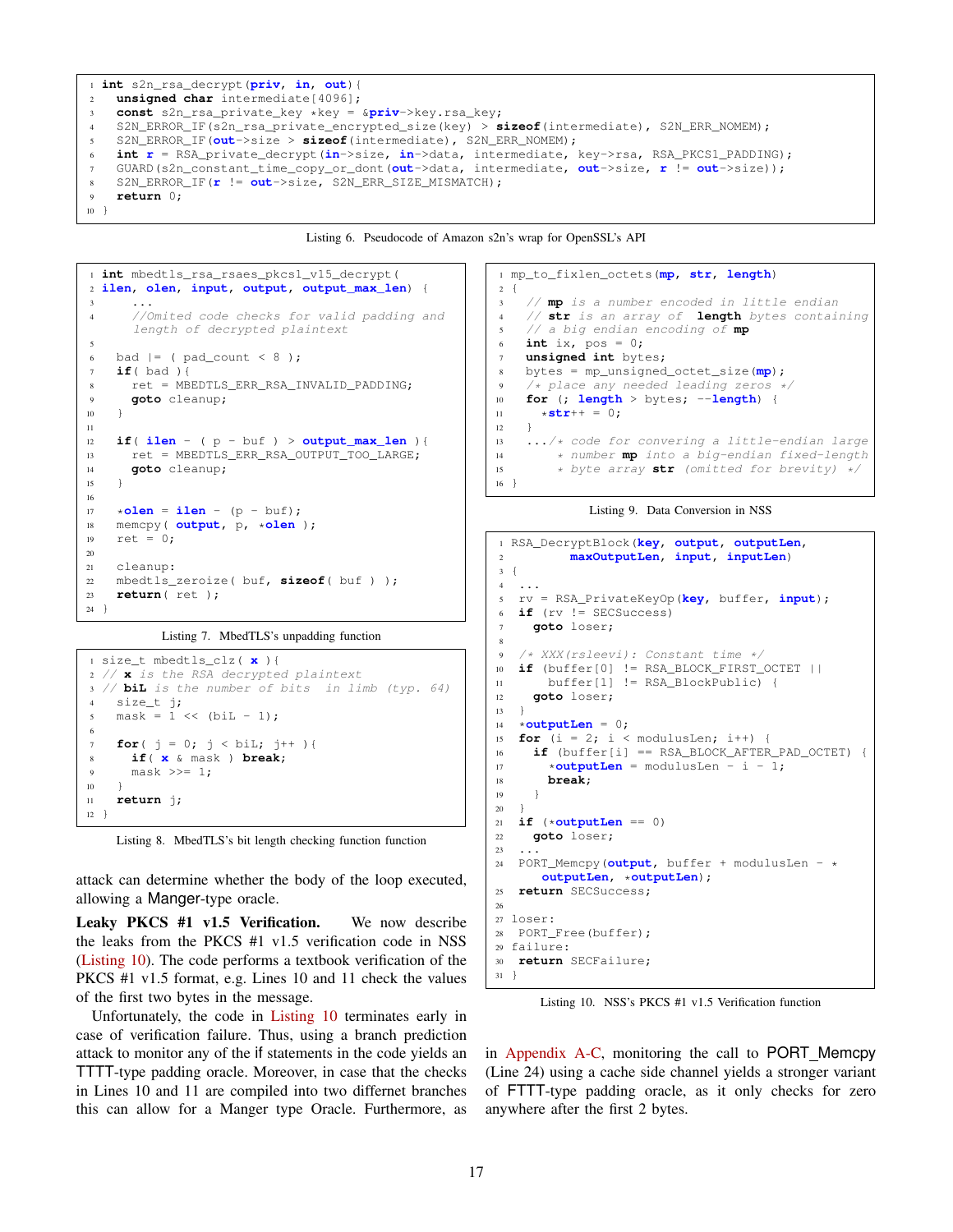```
int s2n_rsa_decrypt(priv, in, out){
  unsigned char intermediate[4096];
  const s2n_rsa_private_key *key = &priv->key.rsa_key;
  S2N_ERROR_IF(s2n_rsa_private_encrypted_size(key) > sizeof(intermediate), S2N_ERR_NOMEM);
  S2N_ERROR_IF(out->size > sizeof(intermediate), S2N_ERR_NOMEM);
  int r = RSA_private_decrypt(in->size, in->data, intermediate, key->rsa, RSA_PKCS1_PADDING);
  GUARD(s2n_constant_time_copy_or_dont(out->data, intermediate, out->size, r != out->size));
  S2N_ERROR_IF(r != out->size, S2N_ERR_SIZE_MISMATCH);
  return 0;
}
```

Listing 6. Pseudocode of Amazon s2n's wrap for OpenSSL's API

```
int mbedtls_rsa_rsaes_pkcs1_v15_decrypt(
ilen, olen, input, output, output_max_len) {
    ...
    //Omited code checks for valid padding and
    length of decrypted plaintext

  bad |= ( pad_count < 8 );
  if( bad ){
    ret = MBEDTLS_ERR_RSA_INVALID_PADDING;
    goto cleanup;
  }

  if( ilen - ( p - buf ) > output_max_len ){
    ret = MBEDTLS_ERR_RSA_OUTPUT_TOO_LARGE;
    goto cleanup;
  }

  *olen = ilen - (p - buf);
  memcpy( output, p, *olen );
  ret = 0;

  cleanup:
  mbedtls_zeroize( buf, sizeof( buf ) );
  return( ret );
}
```

Listing 7. MbedTLS's unpadding function

```
size_t mbedtls_clz( x ){
// x is the RSA decrypted plaintext
// biL is the number of bits  in limb (typ. 64)
  size_t j;
  mask = 1 << (biL - 1);

  for( j = 0; j < biL; j++ ){
    if( x & mask ) break;
    mask >>= 1;
  }
  return j;
}
```

Listing 8. MbedTLS's bit length checking function function

attack can determine whether the body of the loop executed, allowing a Manger-type oracle.

**Leaky PKCS #1 v1.5 Verification.** We now describe the leaks from the PKCS #1 v1.5 verification code in NSS (Listing 10). The code performs a textbook verification of the PKCS #1 v1.5 format, e.g. Lines 10 and 11 check the values of the first two bytes in the message.

Unfortunately, the code in Listing 10 terminates early in case of verification failure. Thus, using a branch prediction attack to monitor any of the if statements in the code yields an TTTT-type padding oracle. Moreover, in case that the checks in Lines 10 and 11 are compiled into two differnet branches this can allow for a Manger type Oracle. Furthermore, as in Appendix A-C, monitoring the call to PORT_Memcpy (Line 24) using a cache side channel yields a stronger variant of FTTT-type padding oracle, as it only checks for zero anywhere after the first 2 bytes.

```
mp_to_fixlen_octets(mp, str, length)
{
  // mp is a number encoded in little endian
  // str is an array of  length bytes containing
  // a big endian encoding of mp
  int ix, pos = 0;
  unsigned int bytes;
  bytes = mp_unsigned_octet_size(mp);
  /* place any needed leading zeros */
  for (; length > bytes; --length) {
    *str++ = 0;
  }
  .../* code for convering a little-endian large
      * number mp into a big-endian fixed-length
      * byte array str (omitted for brevity) */
}
```

Listing 9. Data Conversion in NSS

```
RSA_DecryptBlock(key, output, outputLen,
        maxOutputLen, input, inputLen)
{
 ...
 rv = RSA_PrivateKeyOp(key, buffer, input);
 if (rv != SECSuccess)
   goto loser;

 /* XXX(rsleevi): Constant time */
 if (buffer[0] != RSA_BLOCK_FIRST_OCTET ||
     buffer[1] != RSA_BlockPublic) {
   goto loser;
 }
 *outputLen = 0;
 for (i = 2; i < modulusLen; i++) {
   if (buffer[i] == RSA_BLOCK_AFTER_PAD_OCTET) {
     *outputLen = modulusLen - i - 1;
     break;
   }
 }
 if (*outputLen == 0)
   goto loser;
 ...
 PORT_Memcpy(output, buffer + modulusLen - *
     outputLen, *outputLen);
 return SECSuccess;

loser:
 PORT_Free(buffer);
failure:
 return SECFailure;
}
```

Listing 10. NSS's PKCS #1 v1.5 Verification function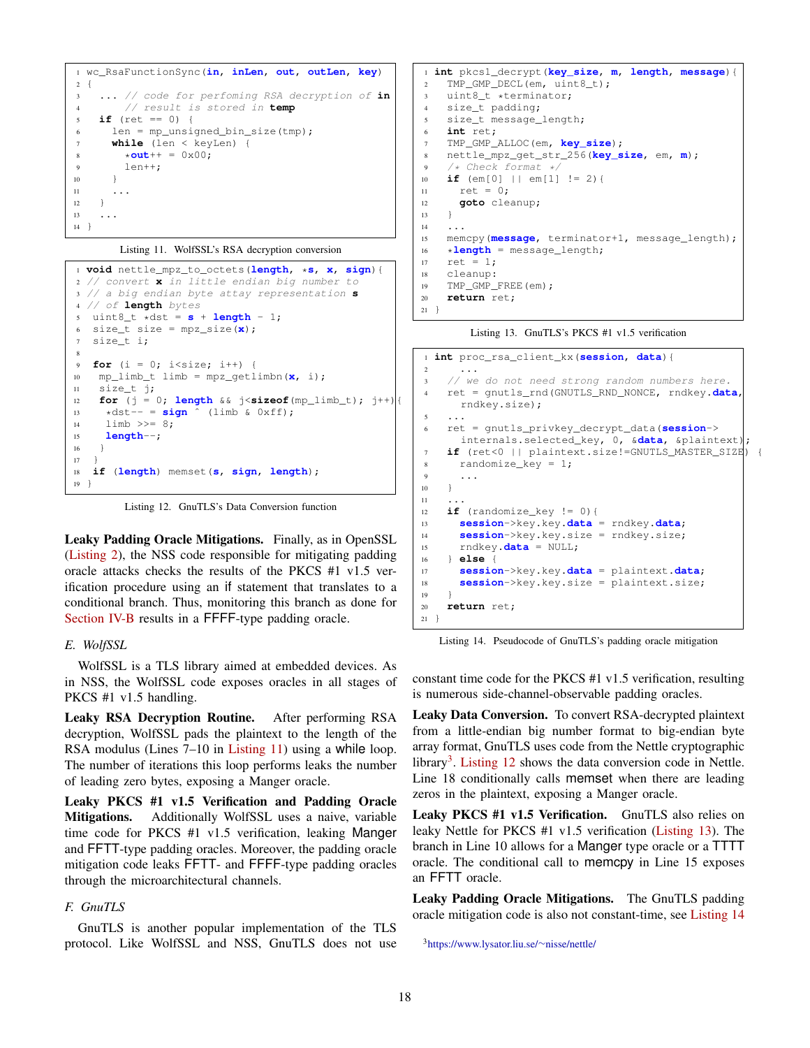```
wc_RsaFunctionSync(in, inLen, out, outLen, key)
{
  ... // code for perfoming RSA decryption of in
      // result is stored in temp
  if (ret == 0) {
    len = mp_unsigned_bin_size(tmp);
    while (len < keyLen) {
      *out++ = 0x00;
      len++;
    }
    ...
  }
  ...
}
```

Listing 11. WolfSSL's RSA decryption conversion

```
void nettle_mpz_to_octets(length, *s, x, sign){
// convert x in little endian big number to
// a big endian byte attay representation s
// of length bytes
  uint8_t *dst = s + length - 1;
  size_t size = mpz_size(x);
  size_t i;

  for (i = 0; i<size; i++) {
   mp_limb_t limb = mpz_getlimbn(x, i);
   size_t j;
   for (j = 0; length && j<sizeof(mp_limb_t); j++){
    *dst-- = sign ^ (limb & 0xff);
    limb >>= 8;
    length--;
   }
  }
  if (length) memset(s, sign, length);
}
```

Listing 12. GnuTLS's Data Conversion function

**Leaky Padding Oracle Mitigations.** Finally, as in OpenSSL (Listing 2), the NSS code responsible for mitigating padding oracle attacks checks the results of the PKCS #1 v1.5 verification procedure using an if statement that translates to a conditional branch. Thus, monitoring this branch as done for Section IV-B results in a FFFF-type padding oracle.

### E. WolfSSL

WolfSSL is a TLS library aimed at embedded devices. As in NSS, the WolfSSL code exposes oracles in all stages of PKCS #1 v1.5 handling.

**Leaky RSA Decryption Routine.** After performing RSA decryption, WolfSSL pads the plaintext to the length of the RSA modulus (Lines 7–10 in Listing 11) using a while loop. The number of iterations this loop performs leaks the number of leading zero bytes, exposing a Manger oracle.

**Leaky PKCS #1 v1.5 Verification and Padding Oracle Mitigations.** Additionally WolfSSL uses a naive, variable time code for PKCS #1 v1.5 verification, leaking Manger and FFTT-type padding oracles. Moreover, the padding oracle mitigation code leaks FFFT- and FFFF-type padding oracles through the microarchitectural channels.

### F. GnuTLS

GnuTLS is another popular implementation of the TLS protocol. Like WolfSSL and NSS, GnuTLS does not use constant time code for the PKCS #1 v1.5 verification, resulting is numerous side-channel-observable padding oracles.

```
int pkcs1_decrypt(key_size, m, length, message){
  TMP_GMP_DECL(em, uint8_t);
  uint8_t *terminator;
  size_t padding;
  size_t message_length;
  int ret;
  TMP_GMP_ALLOC(em, key_size);
  nettle_mpz_get_str_256(key_size, em, m);
  /* Check format */
  if (em[0] || em[1] != 2){
    ret = 0;
    goto cleanup;
  }
  ...
  memcpy(message, terminator+1, message_length);
  *length = message_length;
  ret = 1;
  cleanup:
  TMP_GMP_FREE(em);
  return ret;
}
```

Listing 13. GnuTLS's PKCS #1 v1.5 verification

```
int proc_rsa_client_kx(session, data){
    ...
  // we do not need strong random numbers here.
  ret = gnutls_rnd(GNUTLS_RND_NONCE, rndkey.data,
      rndkey.size);
  ...
  ret = gnutls_privkey_decrypt_data(session->
      internals.selected_key, 0, &data, &plaintext);
  if (ret<0 || plaintext.size!=GNUTLS_MASTER_SIZE) {
    randomize_key = 1;
    ...
  }
  ...
  if (randomize_key != 0){
    session->key.key.data = rndkey.data;
    session->key.key.size = rndkey.size;
    rndkey.data = NULL;
  } else {
    session->key.key.data = plaintext.data;
    session->key.key.size = plaintext.size;
  }
  return ret;
}
```

Listing 14. Pseudocode of GnuTLS's padding oracle mitigation

**Leaky Data Conversion.** To convert RSA-decrypted plaintext from a little-endian big number format to big-endian byte array format, GnuTLS uses code from the Nettle cryptographic library[3]. Listing 12 shows the data conversion code in Nettle. Line 18 conditionally calls memset when there are leading zeros in the plaintext, exposing a Manger oracle.

**Leaky PKCS #1 v1.5 Verification.** GnuTLS also relies on leaky Nettle for PKCS #1 v1.5 verification (Listing 13). The branch in Line 10 allows for a Manger type oracle or a TTTT oracle. The conditional call to memcpy in Line 15 exposes an FFTT oracle.

**Leaky Padding Oracle Mitigations.** The GnuTLS padding oracle mitigation code is also not constant-time, see Listing 14

[3] https://www.lysator.liu.se/~nisse/nettle/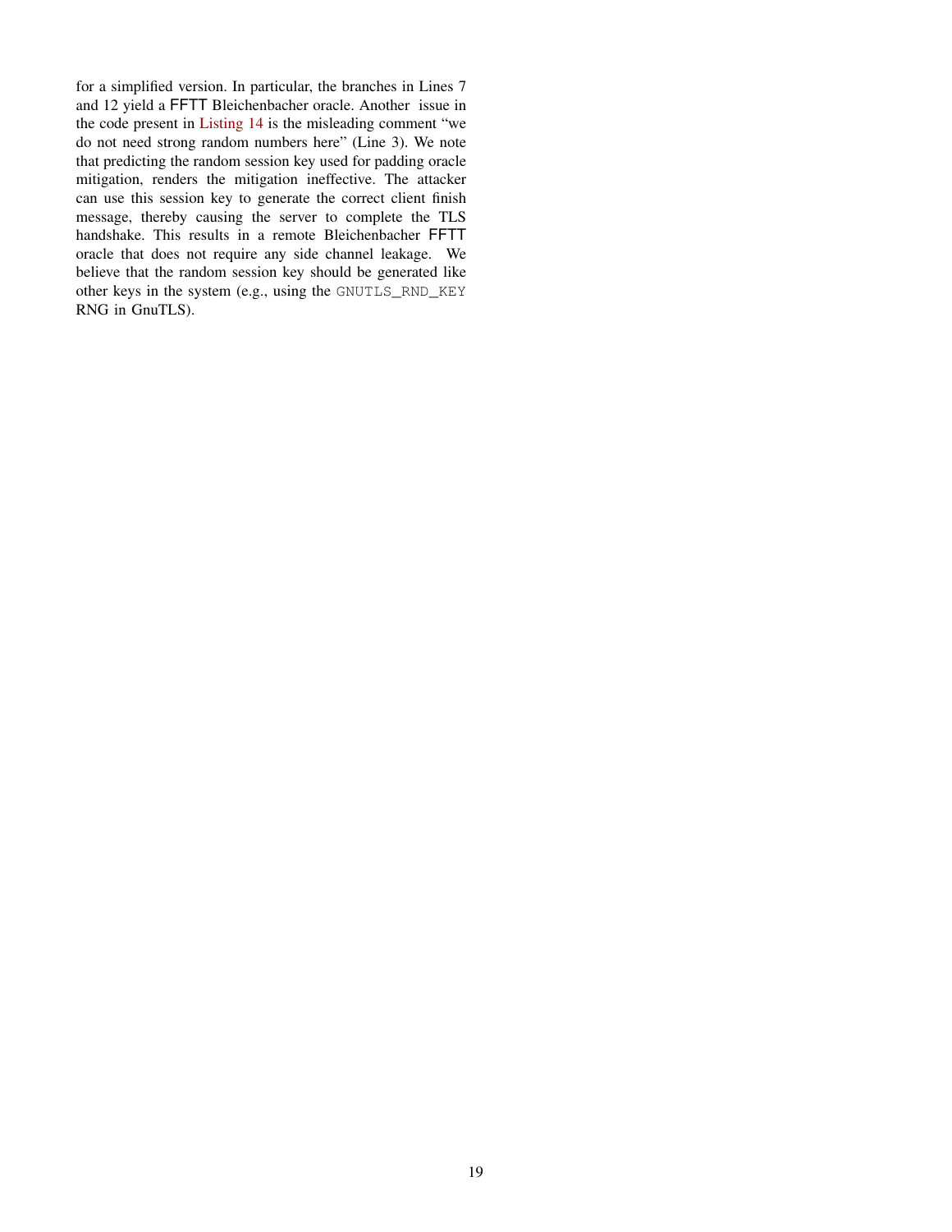for a simplified version. In particular, the branches in Lines 7 and 12 yield a FFTT Bleichenbacher oracle. Another issue in the code present in Listing 14 is the misleading comment "we do not need strong random numbers here" (Line 3). We note that predicting the random session key used for padding oracle mitigation, renders the mitigation ineffective. The attacker can use this session key to generate the correct client finish message, thereby causing the server to complete the TLS handshake. This results in a remote Bleichenbacher FFTT oracle that does not require any side channel leakage. We believe that the random session key should be generated like other keys in the system (e.g., using the `GNUTLS_RND_KEY` RNG in GnuTLS).